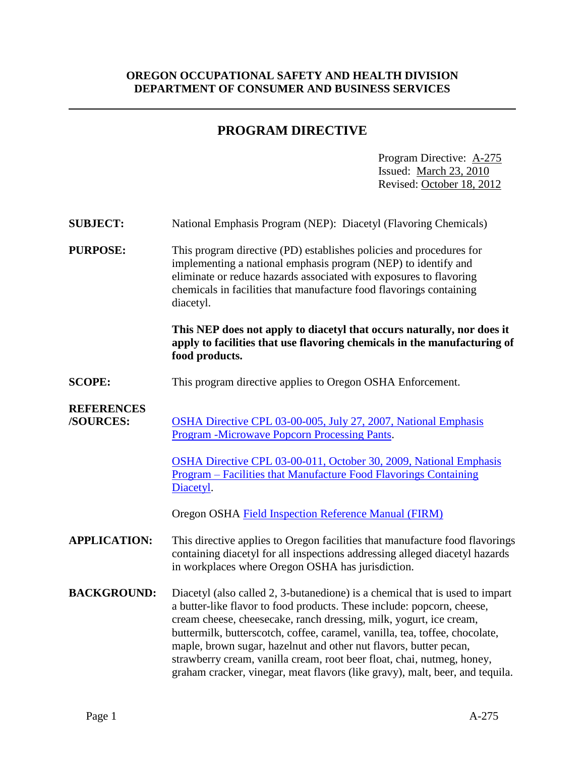**OREGON OCCUPATIONAL SAFETY AND HEALTH DIVISION**
**DEPARTMENT OF CONSUMER AND BUSINESS SERVICES**

---

# PROGRAM DIRECTIVE

Program Directive: A-275
Issued: March 23, 2010
Revised: October 18, 2012

**SUBJECT:** National Emphasis Program (NEP): Diacetyl (Flavoring Chemicals)

**PURPOSE:** This program directive (PD) establishes policies and procedures for implementing a national emphasis program (NEP) to identify and eliminate or reduce hazards associated with exposures to flavoring chemicals in facilities that manufacture food flavorings containing diacetyl.

**This NEP does not apply to diacetyl that occurs naturally, nor does it apply to facilities that use flavoring chemicals in the manufacturing of food products.**

**SCOPE:** This program directive applies to Oregon OSHA Enforcement.

**REFERENCES /SOURCES:** OSHA Directive CPL 03-00-005, July 27, 2007, National Emphasis Program -Microwave Popcorn Processing Pants.

OSHA Directive CPL 03-00-011, October 30, 2009, National Emphasis Program – Facilities that Manufacture Food Flavorings Containing Diacetyl.

Oregon OSHA Field Inspection Reference Manual (FIRM)

**APPLICATION:** This directive applies to Oregon facilities that manufacture food flavorings containing diacetyl for all inspections addressing alleged diacetyl hazards in workplaces where Oregon OSHA has jurisdiction.

**BACKGROUND:** Diacetyl (also called 2, 3-butanedione) is a chemical that is used to impart a butter-like flavor to food products. These include: popcorn, cheese, cream cheese, cheesecake, ranch dressing, milk, yogurt, ice cream, buttermilk, butterscotch, coffee, caramel, vanilla, tea, toffee, chocolate, maple, brown sugar, hazelnut and other nut flavors, butter pecan, strawberry cream, vanilla cream, root beer float, chai, nutmeg, honey, graham cracker, vinegar, meat flavors (like gravy), malt, beer, and tequila.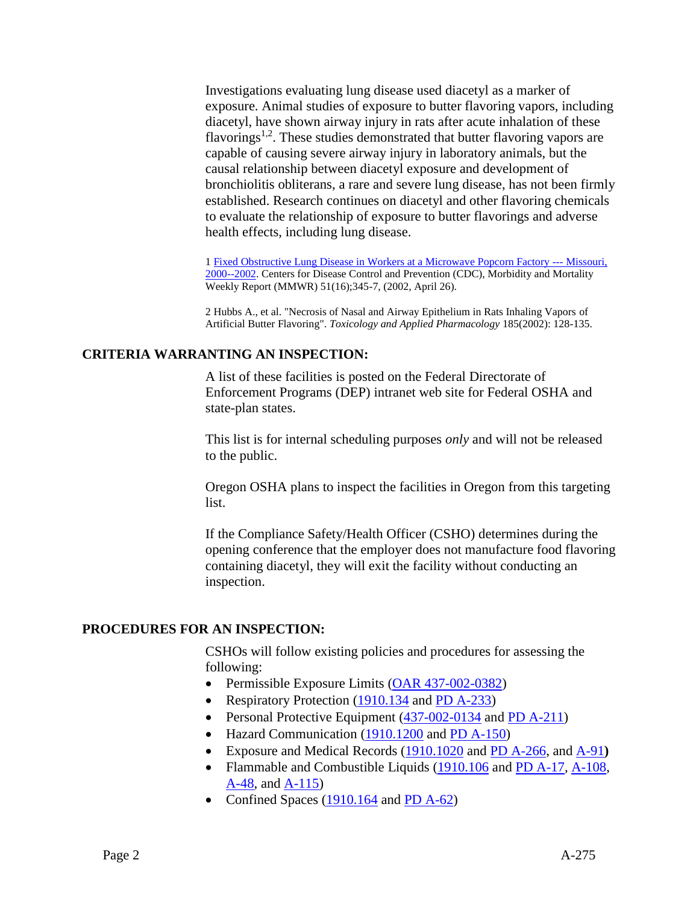Investigations evaluating lung disease used diacetyl as a marker of exposure. Animal studies of exposure to butter flavoring vapors, including diacetyl, have shown airway injury in rats after acute inhalation of these flavorings[1,2]. These studies demonstrated that butter flavoring vapors are capable of causing severe airway injury in laboratory animals, but the causal relationship between diacetyl exposure and development of bronchiolitis obliterans, a rare and severe lung disease, has not been firmly established. Research continues on diacetyl and other flavoring chemicals to evaluate the relationship of exposure to butter flavorings and adverse health effects, including lung disease.

1 Fixed Obstructive Lung Disease in Workers at a Microwave Popcorn Factory --- Missouri, 2000--2002. Centers for Disease Control and Prevention (CDC), Morbidity and Mortality Weekly Report (MMWR) 51(16);345-7, (2002, April 26).

2 Hubbs A., et al. "Necrosis of Nasal and Airway Epithelium in Rats Inhaling Vapors of Artificial Butter Flavoring". *Toxicology and Applied Pharmacology* 185(2002): 128-135.

## CRITERIA WARRANTING AN INSPECTION:

A list of these facilities is posted on the Federal Directorate of Enforcement Programs (DEP) intranet web site for Federal OSHA and state-plan states.

This list is for internal scheduling purposes *only* and will not be released to the public.

Oregon OSHA plans to inspect the facilities in Oregon from this targeting list.

If the Compliance Safety/Health Officer (CSHO) determines during the opening conference that the employer does not manufacture food flavoring containing diacetyl, they will exit the facility without conducting an inspection.

## PROCEDURES FOR AN INSPECTION:

CSHOs will follow existing policies and procedures for assessing the following:

- Permissible Exposure Limits (OAR 437-002-0382)
- Respiratory Protection (1910.134 and PD A-233)
- Personal Protective Equipment (437-002-0134 and PD A-211)
- Hazard Communication (1910.1200 and PD A-150)
- Exposure and Medical Records (1910.1020 and PD A-266, and A-91)
- Flammable and Combustible Liquids (1910.106 and PD A-17, A-108, A-48, and A-115)
- Confined Spaces (1910.164 and PD A-62)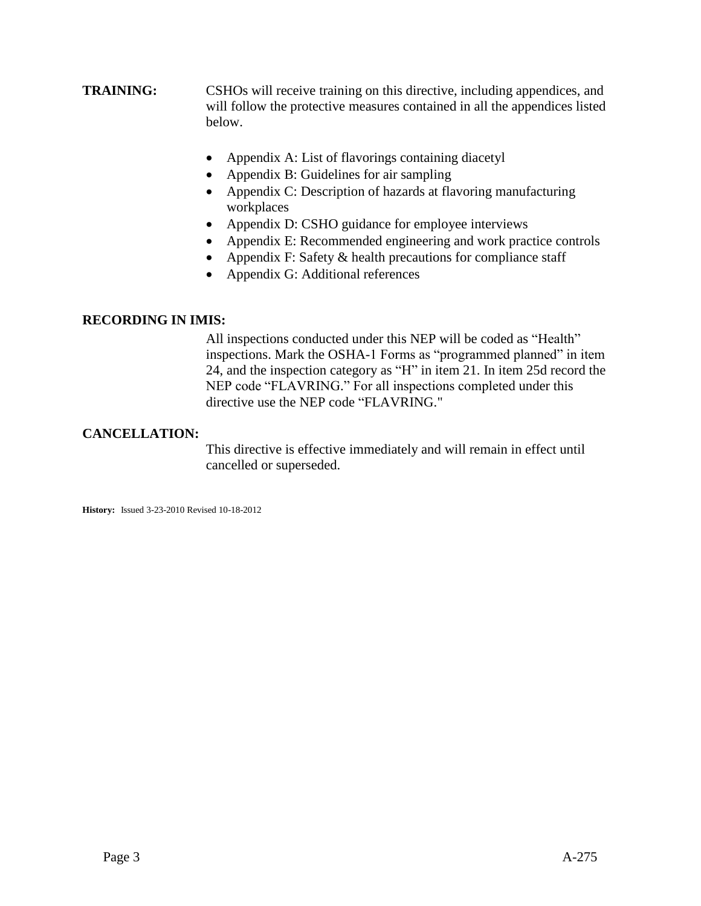**TRAINING:** CSHOs will receive training on this directive, including appendices, and will follow the protective measures contained in all the appendices listed below.

- Appendix A: List of flavorings containing diacetyl
- Appendix B: Guidelines for air sampling
- Appendix C: Description of hazards at flavoring manufacturing workplaces
- Appendix D: CSHO guidance for employee interviews
- Appendix E: Recommended engineering and work practice controls
- Appendix F: Safety & health precautions for compliance staff
- Appendix G: Additional references

**RECORDING IN IMIS:**

All inspections conducted under this NEP will be coded as "Health" inspections. Mark the OSHA-1 Forms as "programmed planned" in item 24, and the inspection category as "H" in item 21. In item 25d record the NEP code "FLAVRING." For all inspections completed under this directive use the NEP code "FLAVRING."

**CANCELLATION:**

This directive is effective immediately and will remain in effect until cancelled or superseded.

**History:** Issued 3-23-2010 Revised 10-18-2012

A-275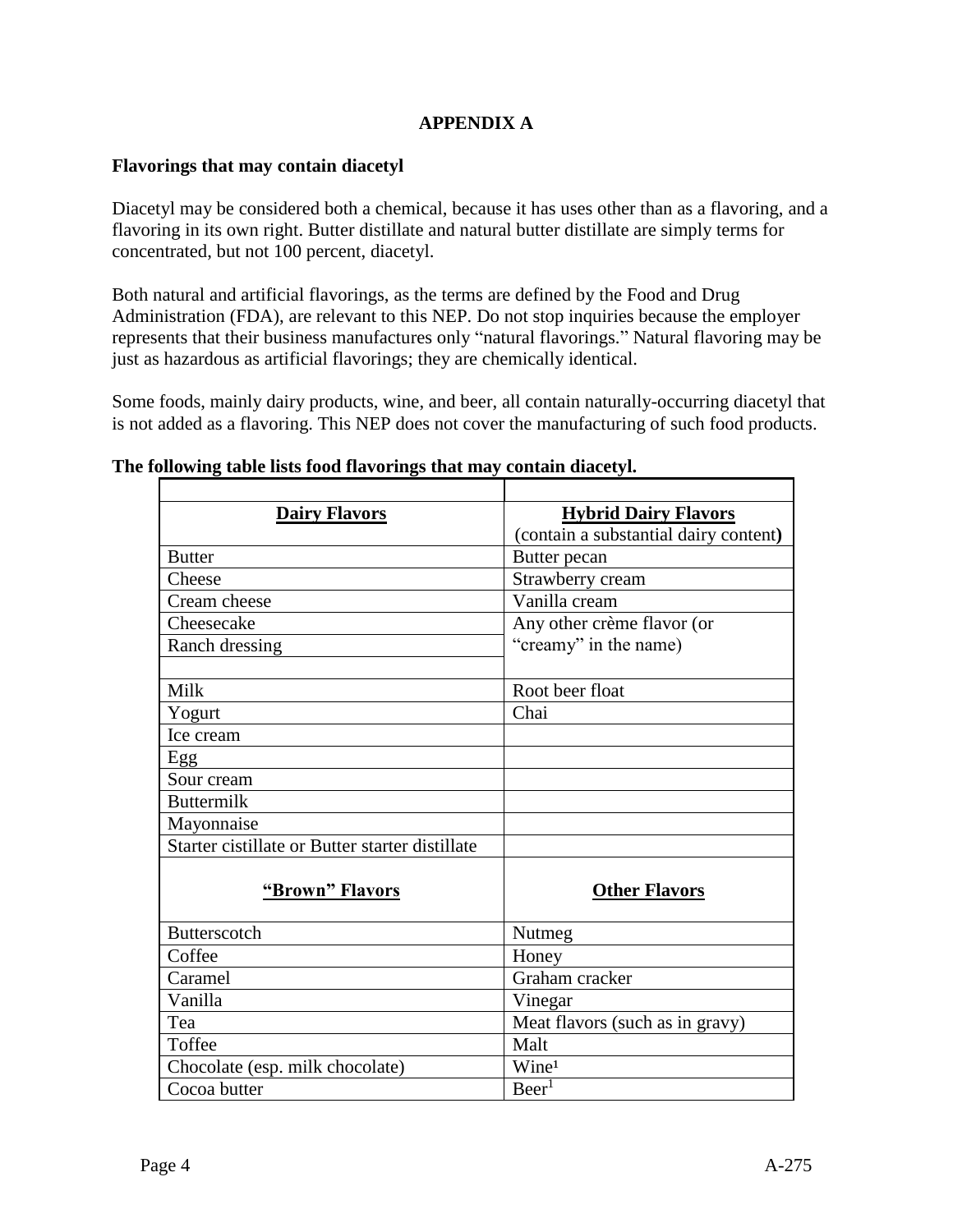**APPENDIX A**

**Flavorings that may contain diacetyl**

Diacetyl may be considered both a chemical, because it has uses other than as a flavoring, and a flavoring in its own right. Butter distillate and natural butter distillate are simply terms for concentrated, but not 100 percent, diacetyl.

Both natural and artificial flavorings, as the terms are defined by the Food and Drug Administration (FDA), are relevant to this NEP. Do not stop inquiries because the employer represents that their business manufactures only "natural flavorings." Natural flavoring may be just as hazardous as artificial flavorings; they are chemically identical.

Some foods, mainly dairy products, wine, and beer, all contain naturally-occurring diacetyl that is not added as a flavoring. This NEP does not cover the manufacturing of such food products.

**The following table lists food flavorings that may contain diacetyl.**

| | |
|---|---|
| **Dairy Flavors** | **Hybrid Dairy Flavors** (contain a substantial dairy content) |
| Butter | Butter pecan |
| Cheese | Strawberry cream |
| Cream cheese | Vanilla cream |
| Cheesecake | Any other crème flavor (or "creamy" in the name) |
| Ranch dressing | |
| | |
| Milk | Root beer float |
| Yogurt | Chai |
| Ice cream | |
| Egg | |
| Sour cream | |
| Buttermilk | |
| Mayonnaise | |
| Starter cistillate or Butter starter distillate | |
| **"Brown" Flavors** | **Other Flavors** |
| Butterscotch | Nutmeg |
| Coffee | Honey |
| Caramel | Graham cracker |
| Vanilla | Vinegar |
| Tea | Meat flavors (such as in gravy) |
| Toffee | Malt |
| Chocolate (esp. milk chocolate) | Wine[1] |
| Cocoa butter | Beer[1] |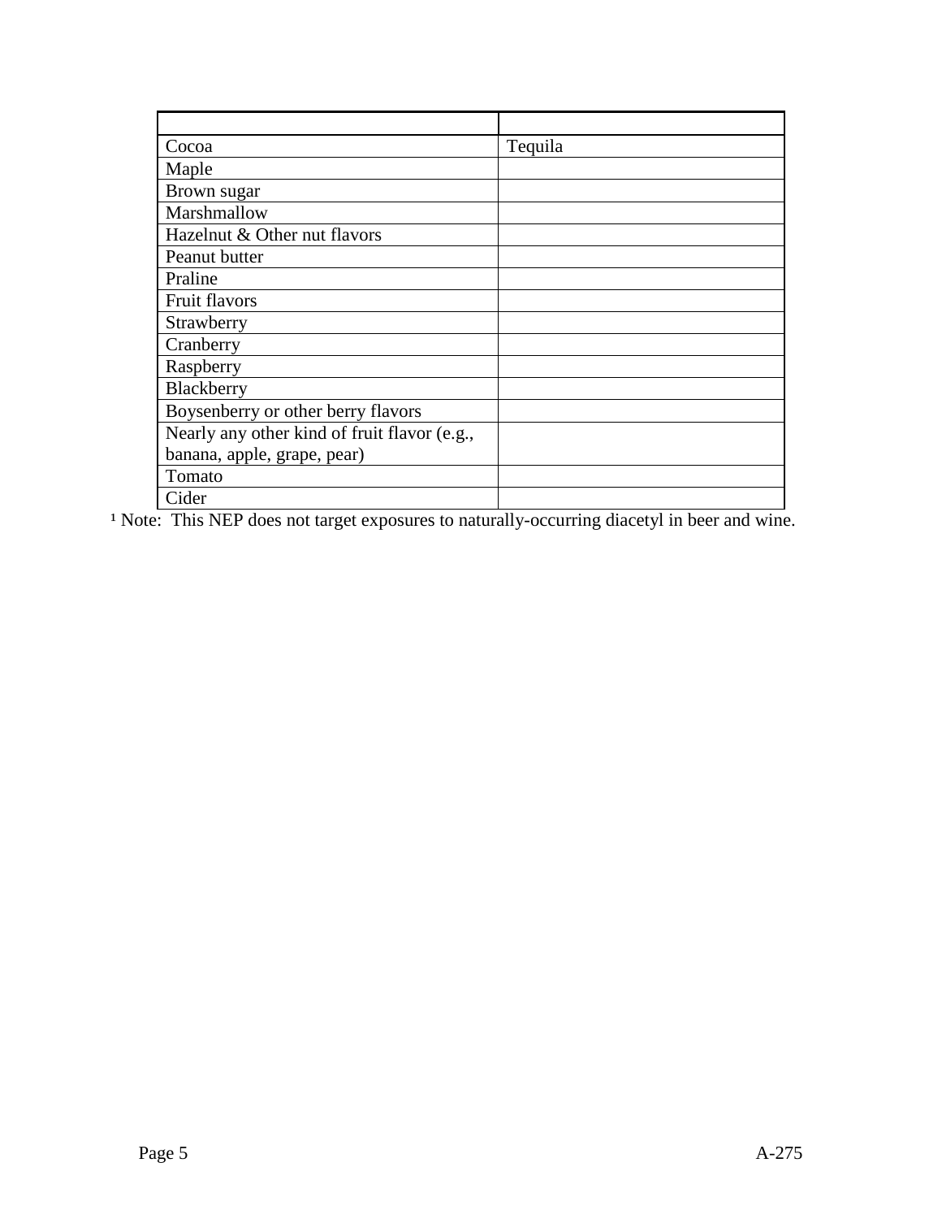| | |
|---|---|
| Cocoa | Tequila |
| Maple | |
| Brown sugar | |
| Marshmallow | |
| Hazelnut & Other nut flavors | |
| Peanut butter | |
| Praline | |
| Fruit flavors | |
| Strawberry | |
| Cranberry | |
| Raspberry | |
| Blackberry | |
| Boysenberry or other berry flavors | |
| Nearly any other kind of fruit flavor (e.g., banana, apple, grape, pear) | |
| Tomato | |
| Cider | |

[1] Note: This NEP does not target exposures to naturally-occurring diacetyl in beer and wine.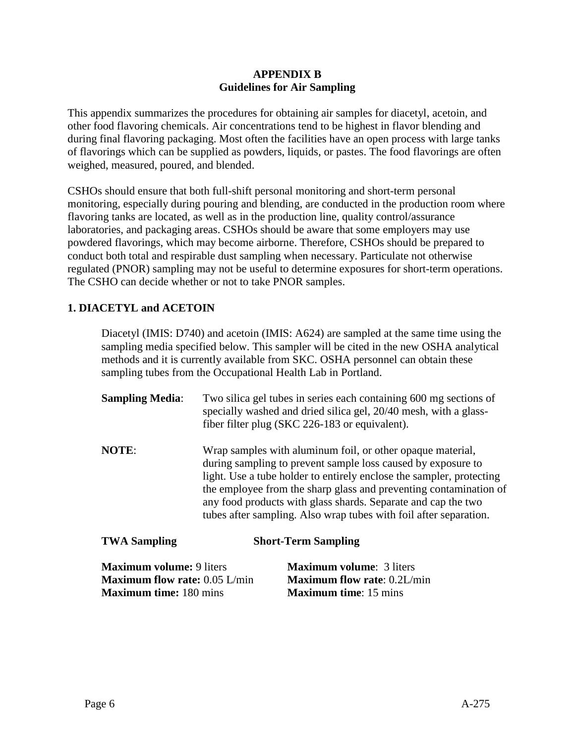## APPENDIX B
## Guidelines for Air Sampling

This appendix summarizes the procedures for obtaining air samples for diacetyl, acetoin, and other food flavoring chemicals. Air concentrations tend to be highest in flavor blending and during final flavoring packaging. Most often the facilities have an open process with large tanks of flavorings which can be supplied as powders, liquids, or pastes. The food flavorings are often weighed, measured, poured, and blended.

CSHOs should ensure that both full-shift personal monitoring and short-term personal monitoring, especially during pouring and blending, are conducted in the production room where flavoring tanks are located, as well as in the production line, quality control/assurance laboratories, and packaging areas. CSHOs should be aware that some employers may use powdered flavorings, which may become airborne. Therefore, CSHOs should be prepared to conduct both total and respirable dust sampling when necessary. Particulate not otherwise regulated (PNOR) sampling may not be useful to determine exposures for short-term operations. The CSHO can decide whether or not to take PNOR samples.

### 1. DIACETYL and ACETOIN

Diacetyl (IMIS: D740) and acetoin (IMIS: A624) are sampled at the same time using the sampling media specified below. This sampler will be cited in the new OSHA analytical methods and it is currently available from SKC. OSHA personnel can obtain these sampling tubes from the Occupational Health Lab in Portland.

**Sampling Media**: Two silica gel tubes in series each containing 600 mg sections of specially washed and dried silica gel, 20/40 mesh, with a glass-fiber filter plug (SKC 226-183 or equivalent).

**NOTE**: Wrap samples with aluminum foil, or other opaque material, during sampling to prevent sample loss caused by exposure to light. Use a tube holder to entirely enclose the sampler, protecting the employee from the sharp glass and preventing contamination of any food products with glass shards. Separate and cap the two tubes after sampling. Also wrap tubes with foil after separation.

| **TWA Sampling** | **Short-Term Sampling** |
|---|---|
| **Maximum volume:** 9 liters | **Maximum volume**: 3 liters |
| **Maximum flow rate:** 0.05 L/min | **Maximum flow rate**: 0.2L/min |
| **Maximum time:** 180 mins | **Maximum time**: 15 mins |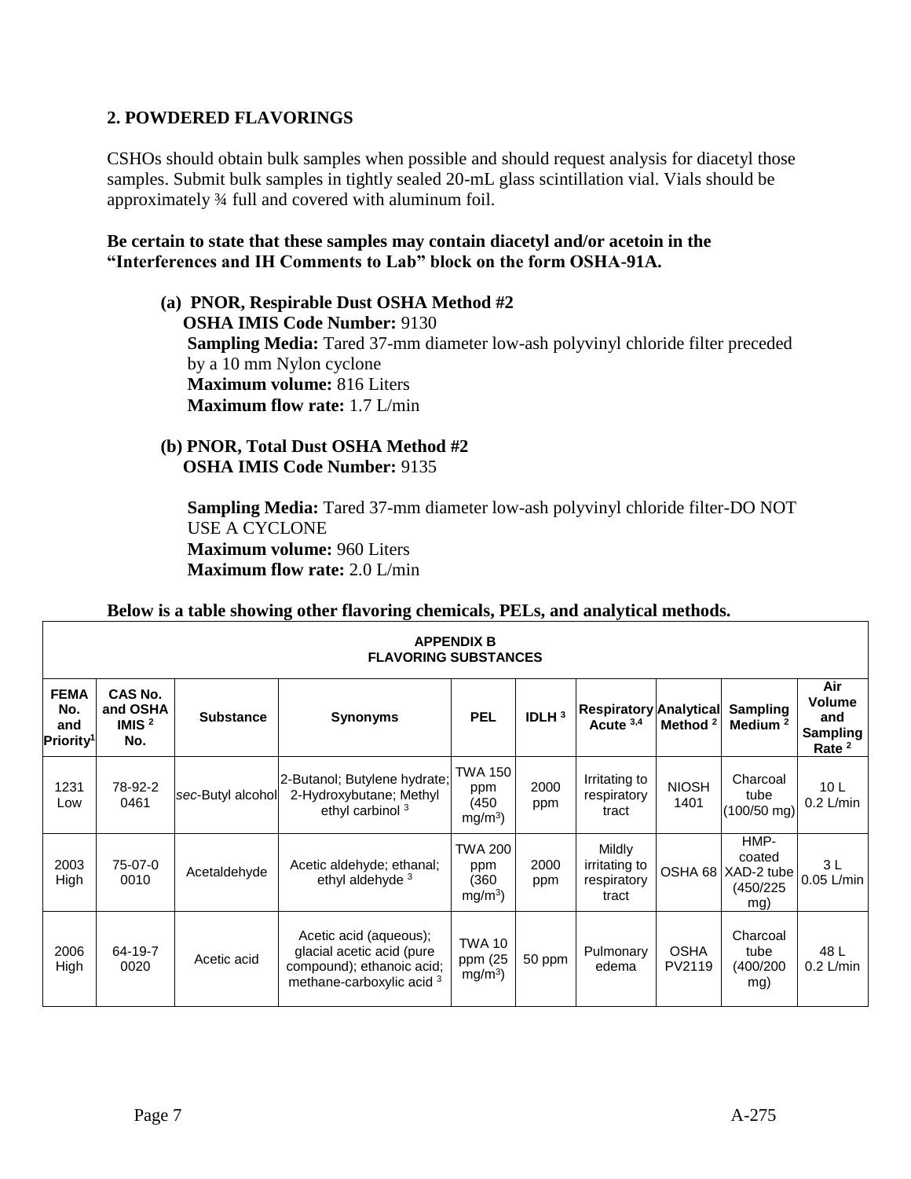## 2. POWDERED FLAVORINGS

CSHOs should obtain bulk samples when possible and should request analysis for diacetyl those samples. Submit bulk samples in tightly sealed 20-mL glass scintillation vial. Vials should be approximately ¾ full and covered with aluminum foil.

**Be certain to state that these samples may contain diacetyl and/or acetoin in the "Interferences and IH Comments to Lab" block on the form OSHA-91A.**

**(a) PNOR, Respirable Dust OSHA Method #2**
**OSHA IMIS Code Number:** 9130
**Sampling Media:** Tared 37-mm diameter low-ash polyvinyl chloride filter preceded by a 10 mm Nylon cyclone
**Maximum volume:** 816 Liters
**Maximum flow rate:** 1.7 L/min

**(b) PNOR, Total Dust OSHA Method #2**
**OSHA IMIS Code Number:** 9135

**Sampling Media:** Tared 37-mm diameter low-ash polyvinyl chloride filter-DO NOT USE A CYCLONE
**Maximum volume:** 960 Liters
**Maximum flow rate:** 2.0 L/min

**Below is a table showing other flavoring chemicals, PELs, and analytical methods.**

**APPENDIX B**
**FLAVORING SUBSTANCES**

| FEMA No. and Priority[1] | CAS No. and OSHA IMIS [2] No. | Substance | Synonyms | PEL | IDLH [3] | Respiratory Acute [3,4] | Analytical Method [2] | Sampling Medium [2] | Air Volume and Sampling Rate [2] |
|---|---|---|---|---|---|---|---|---|---|
| 1231 Low | 78-92-2 0461 | *sec*-Butyl alcohol | 2-Butanol; Butylene hydrate; 2-Hydroxybutane; Methyl ethyl carbinol [3] | TWA 150 ppm (450 $mg/m^3$) | 2000 ppm | Irritating to respiratory tract | NIOSH 1401 | Charcoal tube (100/50 mg) | 10 L 0.2 L/min |
| 2003 High | 75-07-0 0010 | Acetaldehyde | Acetic aldehyde; ethanal; ethyl aldehyde [3] | TWA 200 ppm (360 $mg/m^3$) | 2000 ppm | Mildly irritating to respiratory tract | OSHA 68 | HMP-coated XAD-2 tube (450/225 mg) | 3 L 0.05 L/min |
| 2006 High | 64-19-7 0020 | Acetic acid | Acetic acid (aqueous); glacial acetic acid (pure compound); ethanoic acid; methane-carboxylic acid [3] | TWA 10 ppm (25 $mg/m^3$) | 50 ppm | Pulmonary edema | OSHA PV2119 | Charcoal tube (400/200 mg) | 48 L 0.2 L/min |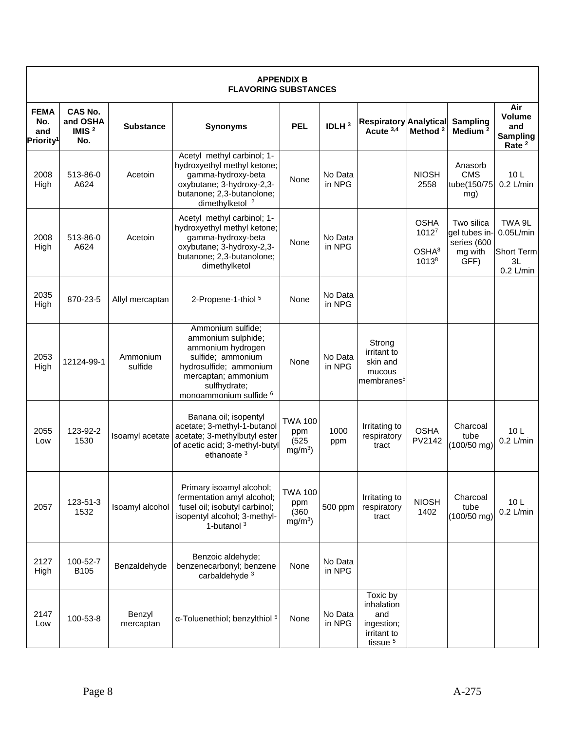## APPENDIX B
## FLAVORING SUBSTANCES

| FEMA No. and Priority[1] | CAS No. and OSHA IMIS [2] No. | Substance | Synonyms | PEL | IDLH [3] | Respiratory Acute [3,4] | Analytical Method [2] | Sampling Medium [2] | Air Volume and Sampling Rate [2] |
|---|---|---|---|---|---|---|---|---|---|
| 2008 High | 513-86-0 A624 | Acetoin | Acetyl methyl carbinol; 1-hydroxyethyl methyl ketone; gamma-hydroxy-beta oxybutane; 3-hydroxy-2,3-butanone; 2,3-butanolone; dimethylketol [2] | None | No Data in NPG | | NIOSH 2558 | Anasorb CMS tube(150/75 mg) | 10 L 0.2 L/min |
| 2008 High | 513-86-0 A624 | Acetoin | Acetyl methyl carbinol; 1-hydroxyethyl methyl ketone; gamma-hydroxy-beta oxybutane; 3-hydroxy-2,3-butanone; 2,3-butanolone; dimethylketol | None | No Data in NPG | | OSHA 1012[7] OSHA[8] 1013[8] | Two silica gel tubes in-series (600 mg with GFF) | TWA 9L 0.05L/min Short Term 3L 0.2 L/min |
| 2035 High | 870-23-5 | Allyl mercaptan | 2-Propene-1-thiol [5] | None | No Data in NPG | | | | |
| 2053 High | 12124-99-1 | Ammonium sulfide | Ammonium sulfide; ammonium sulphide; ammonium hydrogen sulfide; ammonium hydrosulfide; ammonium mercaptan; ammonium sulfhydrate; monoammonium sulfide [6] | None | No Data in NPG | Strong irritant to skin and mucous membranes[5] | | | |
| 2055 Low | 123-92-2 1530 | Isoamyl acetate | Banana oil; isopentyl acetate; 3-methyl-1-butanol acetate; 3-methylbutyl ester of acetic acid; 3-methyl-butyl ethanoate [3] | TWA 100 ppm (525 $mg/m^3$) | 1000 ppm | Irritating to respiratory tract | OSHA PV2142 | Charcoal tube (100/50 mg) | 10 L 0.2 L/min |
| 2057 | 123-51-3 1532 | Isoamyl alcohol | Primary isoamyl alcohol; fermentation amyl alcohol; fusel oil; isobutyl carbinol; isopentyl alcohol; 3-methyl-1-butanol [3] | TWA 100 ppm (360 $mg/m^3$) | 500 ppm | Irritating to respiratory tract | NIOSH 1402 | Charcoal tube (100/50 mg) | 10 L 0.2 L/min |
| 2127 High | 100-52-7 B105 | Benzaldehyde | Benzoic aldehyde; benzenecarbonyl; benzene carbaldehyde [3] | None | No Data in NPG | | | | |
| 2147 Low | 100-53-8 | Benzyl mercaptan | α-Toluenethiol; benzylthiol [5] | None | No Data in NPG | Toxic by inhalation and ingestion; irritant to tissue [5] | | | |

A-275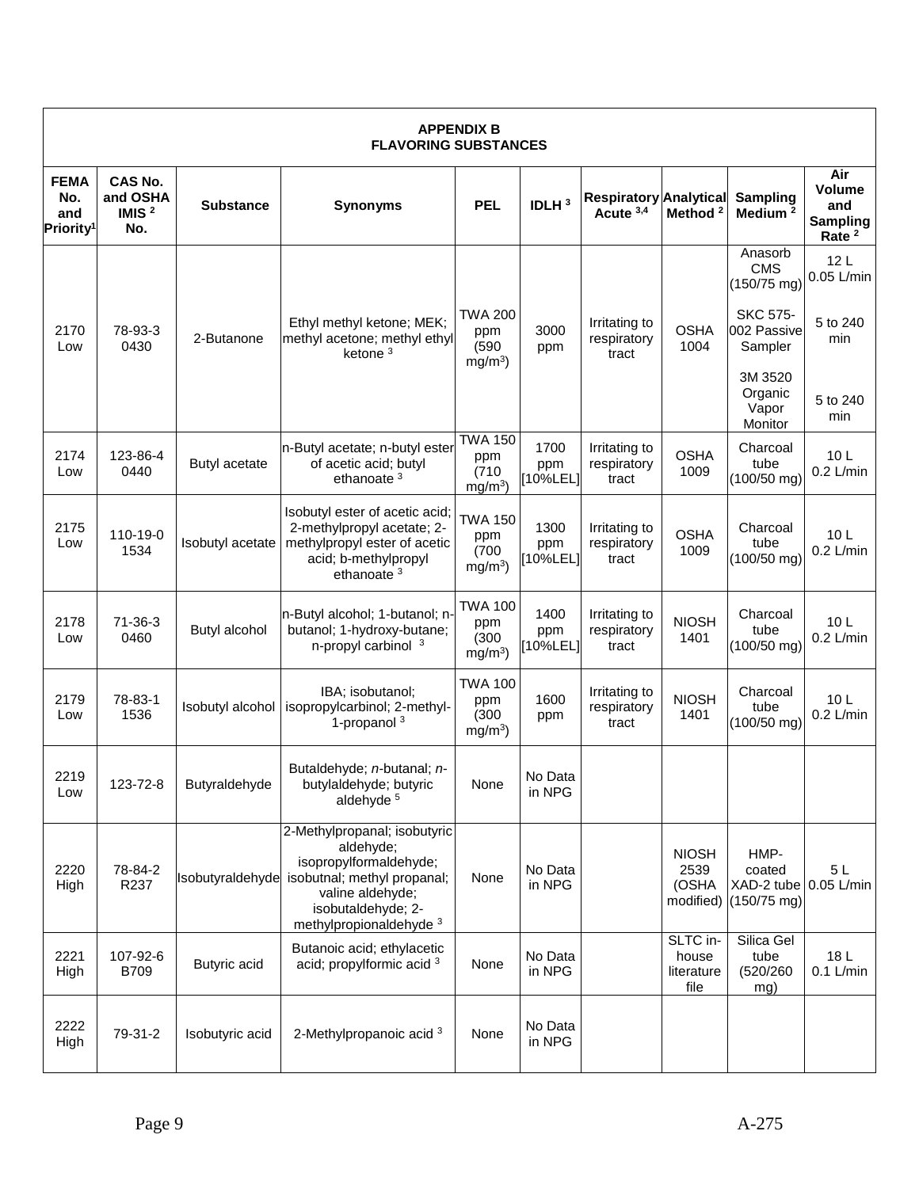**APPENDIX B**
**FLAVORING SUBSTANCES**

| FEMA No. and Priority[1] | CAS No. and OSHA IMIS [2] No. | Substance | Synonyms | PEL | IDLH [3] | Respiratory Acute [3,4] | Analytical Method [2] | Sampling Medium [2] | Air Volume and Sampling Rate [2] |
|---|---|---|---|---|---|---|---|---|---|
| 2170 Low | 78-93-3 0430 | 2-Butanone | Ethyl methyl ketone; MEK; methyl acetone; methyl ethyl ketone [3] | TWA 200 ppm (590 $mg/m^3$) | 3000 ppm | Irritating to respiratory tract | OSHA 1004 | Anasorb CMS (150/75 mg)<br>SKC 575-002 Passive Sampler<br>3M 3520 Organic Vapor Monitor | 12 L 0.05 L/min<br>5 to 240 min<br>5 to 240 min |
| 2174 Low | 123-86-4 0440 | Butyl acetate | n-Butyl acetate; n-butyl ester of acetic acid; butyl ethanoate [3] | TWA 150 ppm (710 $mg/m^3$) | 1700 ppm [10%LEL] | Irritating to respiratory tract | OSHA 1009 | Charcoal tube (100/50 mg) | 10 L 0.2 L/min |
| 2175 Low | 110-19-0 1534 | Isobutyl acetate | Isobutyl ester of acetic acid; 2-methylpropyl acetate; 2-methylpropyl ester of acetic acid; b-methylpropyl ethanoate [3] | TWA 150 ppm (700 $mg/m^3$) | 1300 ppm [10%LEL] | Irritating to respiratory tract | OSHA 1009 | Charcoal tube (100/50 mg) | 10 L 0.2 L/min |
| 2178 Low | 71-36-3 0460 | Butyl alcohol | n-Butyl alcohol; 1-butanol; n-butanol; 1-hydroxy-butane; n-propyl carbinol [3] | TWA 100 ppm (300 $mg/m^3$) | 1400 ppm [10%LEL] | Irritating to respiratory tract | NIOSH 1401 | Charcoal tube (100/50 mg) | 10 L 0.2 L/min |
| 2179 Low | 78-83-1 1536 | Isobutyl alcohol | IBA; isobutanol; isopropylcarbinol; 2-methyl-1-propanol [3] | TWA 100 ppm (300 $mg/m^3$) | 1600 ppm | Irritating to respiratory tract | NIOSH 1401 | Charcoal tube (100/50 mg) | 10 L 0.2 L/min |
| 2219 Low | 123-72-8 | Butyraldehyde | Butaldehyde; *n*-butanal; *n*-butylaldehyde; butyric aldehyde [5] | None | No Data in NPG | | | | |
| 2220 High | 78-84-2 R237 | Isobutyraldehyde | 2-Methylpropanal; isobutyric aldehyde; isopropylformaldehyde; isobutnal; methyl propanal; valine aldehyde; isobutaldehyde; 2-methylpropionaldehyde [3] | None | No Data in NPG | | NIOSH 2539 (OSHA modified) | HMP-coated XAD-2 tube (150/75 mg) | 5 L 0.05 L/min |
| 2221 High | 107-92-6 B709 | Butyric acid | Butanoic acid; ethylacetic acid; propylformic acid [3] | None | No Data in NPG | | SLTC in-house literature file | Silica Gel tube (520/260 mg) | 18 L 0.1 L/min |
| 2222 High | 79-31-2 | Isobutyric acid | 2-Methylpropanoic acid [3] | None | No Data in NPG | | | | |

A-275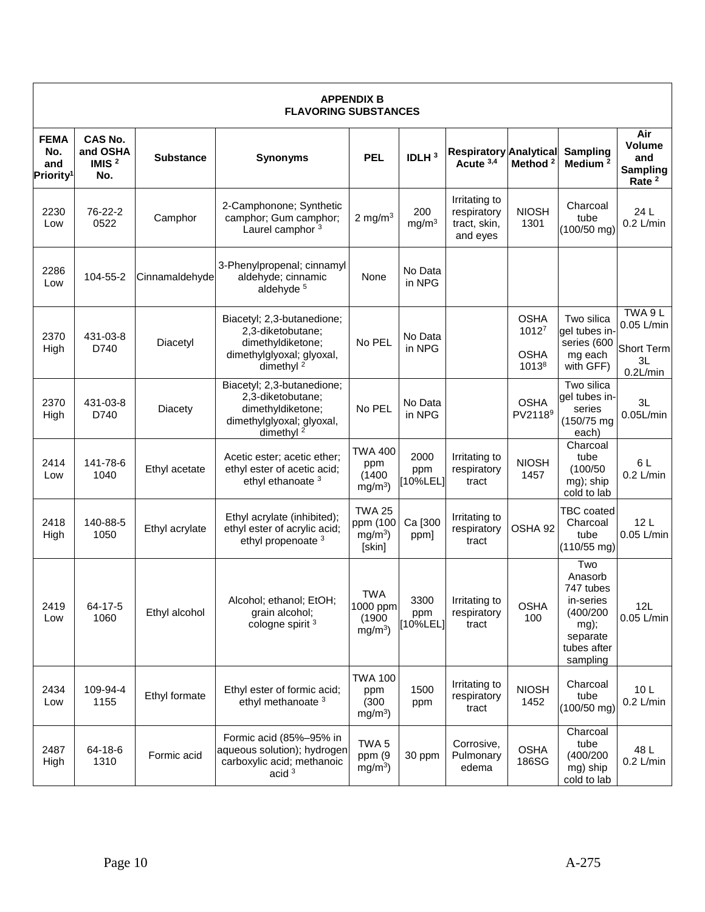## APPENDIX B
## FLAVORING SUBSTANCES

| FEMA No. and Priority[1] | CAS No. and OSHA IMIS [2] No. | Substance | Synonyms | PEL | IDLH [3] | Respiratory Acute [3,4] | Analytical Method [2] | Sampling Medium [2] | Air Volume and Sampling Rate [2] |
|---|---|---|---|---|---|---|---|---|---|
| 2230 Low | 76-22-2 0522 | Camphor | 2-Camphonone; Synthetic camphor; Gum camphor; Laurel camphor [3] | 2 mg/m$^3$ | 200 mg/m$^3$ | Irritating to respiratory tract, skin, and eyes | NIOSH 1301 | Charcoal tube (100/50 mg) | 24 L 0.2 L/min |
| 2286 Low | 104-55-2 | Cinnamaldehyde | 3-Phenylpropenal; cinnamyl aldehyde; cinnamic aldehyde [5] | None | No Data in NPG | | | | |
| 2370 High | 431-03-8 D740 | Diacetyl | Biacetyl; 2,3-butanedione; 2,3-diketobutane; dimethyldiketone; dimethylglyoxal; glyoxal, dimethyl [2] | No PEL | No Data in NPG | | OSHA 1012[7] OSHA 1013[8] | Two silica gel tubes in-series (600 mg each with GFF) | TWA 9 L 0.05 L/min Short Term 3L 0.2L/min |
| 2370 High | 431-03-8 D740 | Diacety | Biacetyl; 2,3-butanedione; 2,3-diketobutane; dimethyldiketone; dimethylglyoxal; glyoxal, dimethyl [2] | No PEL | No Data in NPG | | OSHA PV2118[9] | Two silica gel tubes in-series (150/75 mg each) | 3L 0.05L/min |
| 2414 Low | 141-78-6 1040 | Ethyl acetate | Acetic ester; acetic ether; ethyl ester of acetic acid; ethyl ethanoate [3] | TWA 400 ppm (1400 mg/m$^3$) | 2000 ppm [10%LEL] | Irritating to respiratory tract | NIOSH 1457 | Charcoal tube (100/50 mg); ship cold to lab | 6 L 0.2 L/min |
| 2418 High | 140-88-5 1050 | Ethyl acrylate | Ethyl acrylate (inhibited); ethyl ester of acrylic acid; ethyl propenoate [3] | TWA 25 ppm (100 mg/m$^3$) [skin] | Ca [300 ppm] | Irritating to respiratory tract | OSHA 92 | TBC coated Charcoal tube (110/55 mg) | 12 L 0.05 L/min |
| 2419 Low | 64-17-5 1060 | Ethyl alcohol | Alcohol; ethanol; EtOH; grain alcohol; cologne spirit [3] | TWA 1000 ppm (1900 mg/m$^3$) | 3300 ppm [10%LEL] | Irritating to respiratory tract | OSHA 100 | Two Anasorb 747 tubes in-series (400/200 mg); separate tubes after sampling | 12L 0.05 L/min |
| 2434 Low | 109-94-4 1155 | Ethyl formate | Ethyl ester of formic acid; ethyl methanoate [3] | TWA 100 ppm (300 mg/m$^3$) | 1500 ppm | Irritating to respiratory tract | NIOSH 1452 | Charcoal tube (100/50 mg) | 10 L 0.2 L/min |
| 2487 High | 64-18-6 1310 | Formic acid | Formic acid (85%–95% in aqueous solution); hydrogen carboxylic acid; methanoic acid [3] | TWA 5 ppm (9 mg/m$^3$) | 30 ppm | Corrosive, Pulmonary edema | OSHA 186SG | Charcoal tube (400/200 mg) ship cold to lab | 48 L 0.2 L/min |

A-275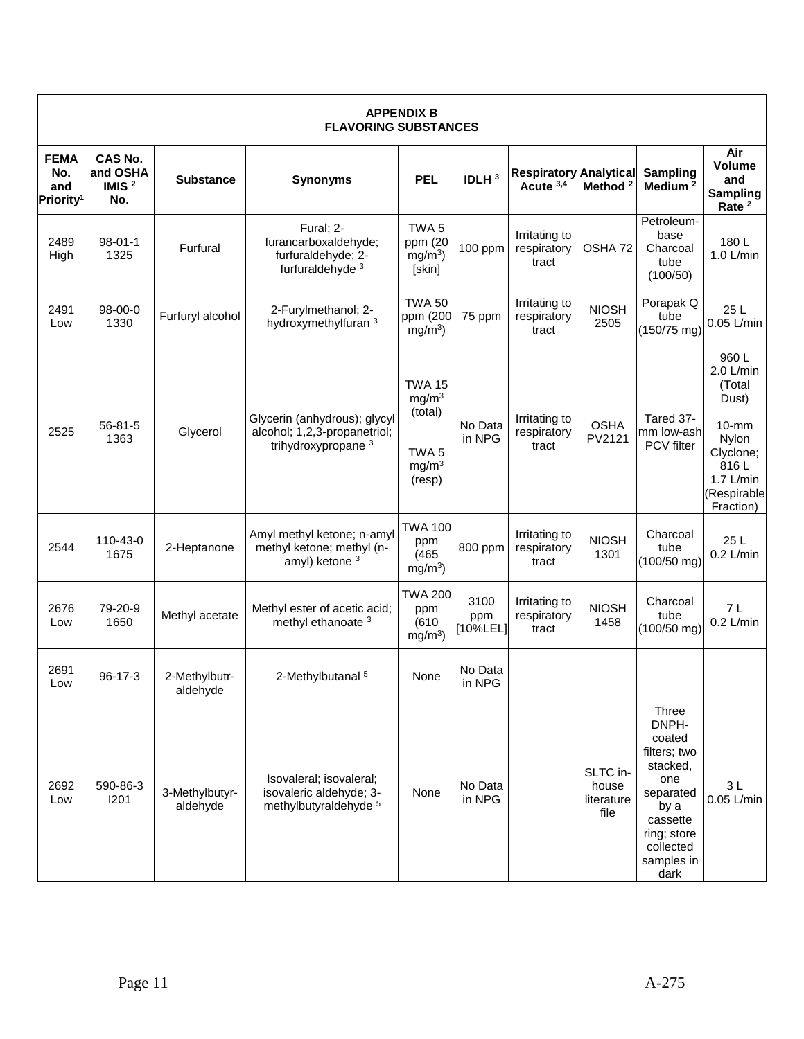| APPENDIX B<br>FLAVORING SUBSTANCES | | | | | | | | | |
|---|---|---|---|---|---|---|---|---|---|
| **FEMA No. and Priority[1]** | **CAS No. and OSHA IMIS [2] No.** | **Substance** | **Synonyms** | **PEL** | **IDLH [3]** | **Respiratory Acute [3,4]** | **Analytical Method [2]** | **Sampling Medium [2]** | **Air Volume and Sampling Rate [2]** |
| 2489 High | 98-01-1 1325 | Furfural | Fural; 2-furancarboxaldehyde; furfuraldehyde; 2-furfuraldehyde [3] | TWA 5 ppm (20 $mg/m^3$) [skin] | 100 ppm | Irritating to respiratory tract | OSHA 72 | Petroleum-base Charcoal tube (100/50) | 180 L 1.0 L/min |
| 2491 Low | 98-00-0 1330 | Furfuryl alcohol | 2-Furylmethanol; 2-hydroxymethylfuran [3] | TWA 50 ppm (200 $mg/m^3$) | 75 ppm | Irritating to respiratory tract | NIOSH 2505 | Porapak Q tube (150/75 mg) | 25 L 0.05 L/min |
| 2525 | 56-81-5 1363 | Glycerol | Glycerin (anhydrous); glycyl alcohol; 1,2,3-propanetriol; trihydroxypropane [3] | TWA 15 $mg/m^3$ (total)<br>TWA 5 $mg/m^3$ (resp) | No Data in NPG | Irritating to respiratory tract | OSHA PV2121 | Tared 37-mm low-ash PCV filter | 960 L 2.0 L/min (Total Dust)<br>10-mm Nylon Clyclone; 816 L 1.7 L/min (Respirable Fraction) |
| 2544 | 110-43-0 1675 | 2-Heptanone | Amyl methyl ketone; n-amyl methyl ketone; methyl (n-amyl) ketone [3] | TWA 100 ppm (465 $mg/m^3$) | 800 ppm | Irritating to respiratory tract | NIOSH 1301 | Charcoal tube (100/50 mg) | 25 L 0.2 L/min |
| 2676 Low | 79-20-9 1650 | Methyl acetate | Methyl ester of acetic acid; methyl ethanoate [3] | TWA 200 ppm (610 $mg/m^3$) | 3100 ppm [10%LEL] | Irritating to respiratory tract | NIOSH 1458 | Charcoal tube (100/50 mg) | 7 L 0.2 L/min |
| 2691 Low | 96-17-3 | 2-Methylbutr-aldehyde | 2-Methylbutanal [5] | None | No Data in NPG | | | | |
| 2692 Low | 590-86-3 I201 | 3-Methylbutyr-aldehyde | Isovaleral; isovaleral; isovaleric aldehyde; 3-methylbutyraldehyde [5] | None | No Data in NPG | | SLTC in-house literature file | Three DNPH-coated filters; two stacked, one separated by a cassette ring; store collected samples in dark | 3 L 0.05 L/min |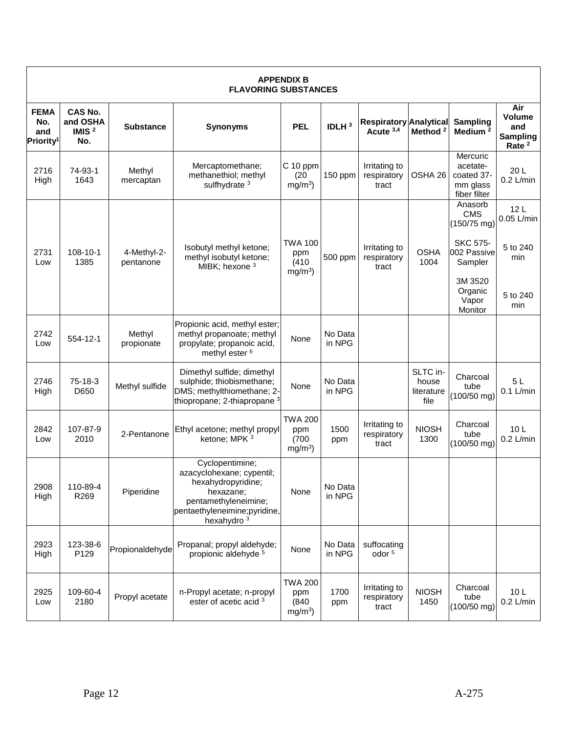## APPENDIX B
## FLAVORING SUBSTANCES

| FEMA No. and Priority[1] | CAS No. and OSHA IMIS [2] No. | Substance | Synonyms | PEL | IDLH [3] | Respiratory Acute [3,4] | Analytical Method [2] | Sampling Medium [2] | Air Volume and Sampling Rate [2] |
|---|---|---|---|---|---|---|---|---|---|
| 2716 High | 74-93-1 1643 | Methyl mercaptan | Mercaptomethane; methanethiol; methyl sulfhydrate [3] | C 10 ppm (20 mg/m$^3$) | 150 ppm | Irritating to respiratory tract | OSHA 26 | Mercuric acetate-coated 37-mm glass fiber filter | 20 L 0.2 L/min |
| 2731 Low | 108-10-1 1385 | 4-Methyl-2-pentanone | Isobutyl methyl ketone; methyl isobutyl ketone; MIBK; hexone [3] | TWA 100 ppm (410 mg/m$^3$) | 500 ppm | Irritating to respiratory tract | OSHA 1004 | Anasorb CMS (150/75 mg)<br><br>SKC 575-002 Passive Sampler<br><br>3M 3520 Organic Vapor Monitor | 12 L 0.05 L/min<br><br>5 to 240 min<br><br>5 to 240 min |
| 2742 Low | 554-12-1 | Methyl propionate | Propionic acid, methyl ester; methyl propanoate; methyl propylate; propanoic acid, methyl ester [6] | None | No Data in NPG | | | | |
| 2746 High | 75-18-3 D650 | Methyl sulfide | Dimethyl sulfide; dimethyl sulphide; thiobismethane; DMS; methylthiomethane; 2-thiopropane; 2-thiapropane [3] | None | No Data in NPG | | SLTC in-house literature file | Charcoal tube (100/50 mg) | 5 L 0.1 L/min |
| 2842 Low | 107-87-9 2010 | 2-Pentanone | Ethyl acetone; methyl propyl ketone; MPK [3] | TWA 200 ppm (700 mg/m$^3$) | 1500 ppm | Irritating to respiratory tract | NIOSH 1300 | Charcoal tube (100/50 mg) | 10 L 0.2 L/min |
| 2908 High | 110-89-4 R269 | Piperidine | Cyclopentimine; azacyclohexane; cypentil; hexahydropyridine; hexazane; pentamethyleneimine; pentaethyleneimine;pyridine, hexahydro [3] | None | No Data in NPG | | | | |
| 2923 High | 123-38-6 P129 | Propionaldehyde | Propanal; propyl aldehyde; propionic aldehyde [5] | None | No Data in NPG | suffocating odor [5] | | | |
| 2925 Low | 109-60-4 2180 | Propyl acetate | n-Propyl acetate; n-propyl ester of acetic acid [3] | TWA 200 ppm (840 mg/m$^3$) | 1700 ppm | Irritating to respiratory tract | NIOSH 1450 | Charcoal tube (100/50 mg) | 10 L 0.2 L/min |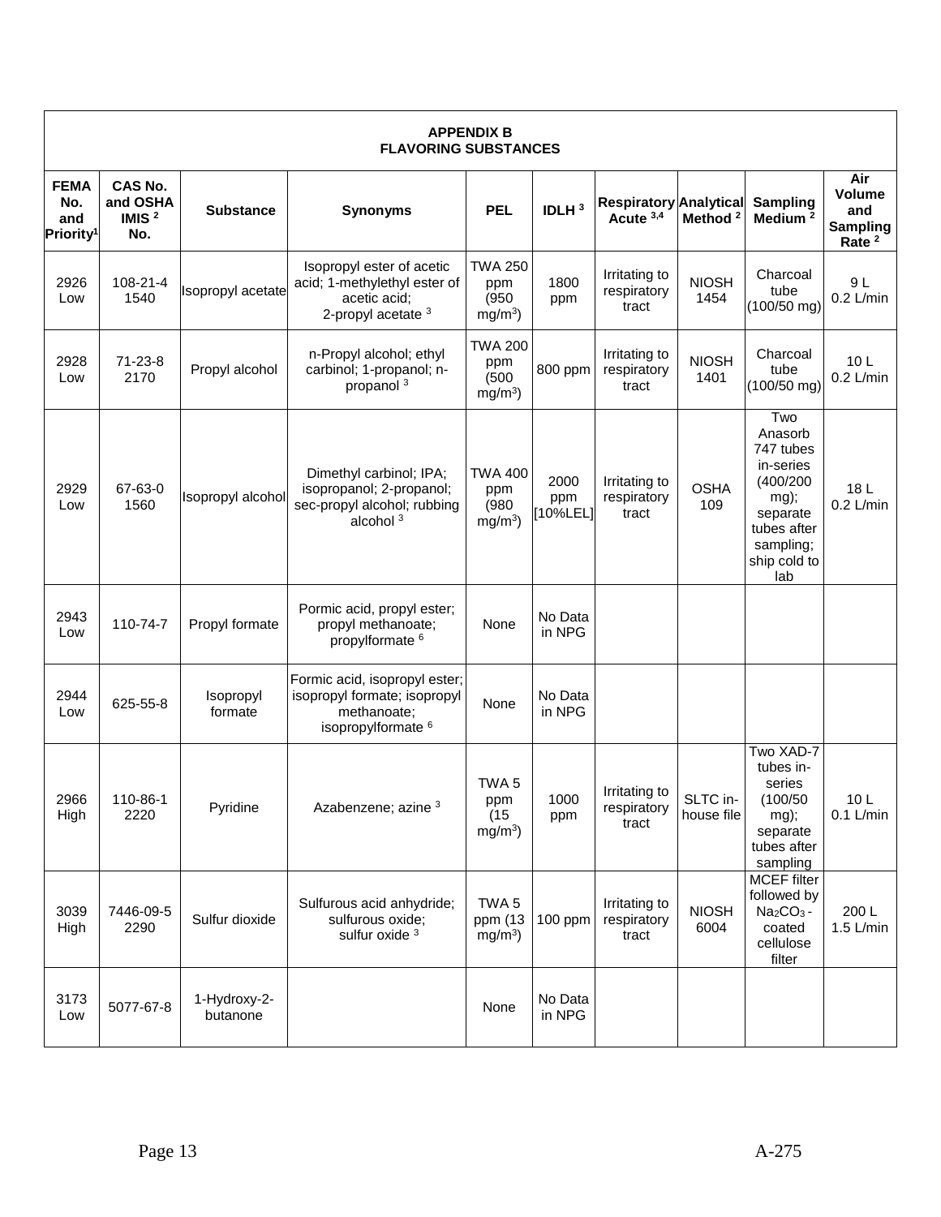**APPENDIX B**
**FLAVORING SUBSTANCES**

| FEMA No. and Priority[1] | CAS No. and OSHA IMIS [2] No. | Substance | Synonyms | PEL | IDLH [3] | Respiratory Acute [3,4] | Analytical Method [2] | Sampling Medium [2] | Air Volume and Sampling Rate [2] |
|---|---|---|---|---|---|---|---|---|---|
| 2926 Low | 108-21-4 1540 | Isopropyl acetate | Isopropyl ester of acetic acid; 1-methylethyl ester of acetic acid; 2-propyl acetate [3] | TWA 250 ppm (950 mg/m$^3$) | 1800 ppm | Irritating to respiratory tract | NIOSH 1454 | Charcoal tube (100/50 mg) | 9 L 0.2 L/min |
| 2928 Low | 71-23-8 2170 | Propyl alcohol | n-Propyl alcohol; ethyl carbinol; 1-propanol; n-propanol [3] | TWA 200 ppm (500 mg/m$^3$) | 800 ppm | Irritating to respiratory tract | NIOSH 1401 | Charcoal tube (100/50 mg) | 10 L 0.2 L/min |
| 2929 Low | 67-63-0 1560 | Isopropyl alcohol | Dimethyl carbinol; IPA; isopropanol; 2-propanol; sec-propyl alcohol; rubbing alcohol [3] | TWA 400 ppm (980 mg/m$^3$) | 2000 ppm [10%LEL] | Irritating to respiratory tract | OSHA 109 | Two Anasorb 747 tubes in-series (400/200 mg); separate tubes after sampling; ship cold to lab | 18 L 0.2 L/min |
| 2943 Low | 110-74-7 | Propyl formate | Pormic acid, propyl ester; propyl methanoate; propylformate [6] | None | No Data in NPG | | | | |
| 2944 Low | 625-55-8 | Isopropyl formate | Formic acid, isopropyl ester; isopropyl formate; isopropyl methanoate; isopropylformate [6] | None | No Data in NPG | | | | |
| 2966 High | 110-86-1 2220 | Pyridine | Azabenzene; azine [3] | TWA 5 ppm (15 mg/m$^3$) | 1000 ppm | Irritating to respiratory tract | SLTC in-house file | Two XAD-7 tubes in-series (100/50 mg); separate tubes after sampling | 10 L 0.1 L/min |
| 3039 High | 7446-09-5 2290 | Sulfur dioxide | Sulfurous acid anhydride; sulfurous oxide; sulfur oxide [3] | TWA 5 ppm (13 mg/m$^3$) | 100 ppm | Irritating to respiratory tract | NIOSH 6004 | MCEF filter followed by $Na_2CO_3$-coated cellulose filter | 200 L 1.5 L/min |
| 3173 Low | 5077-67-8 | 1-Hydroxy-2-butanone | | None | No Data in NPG | | | | |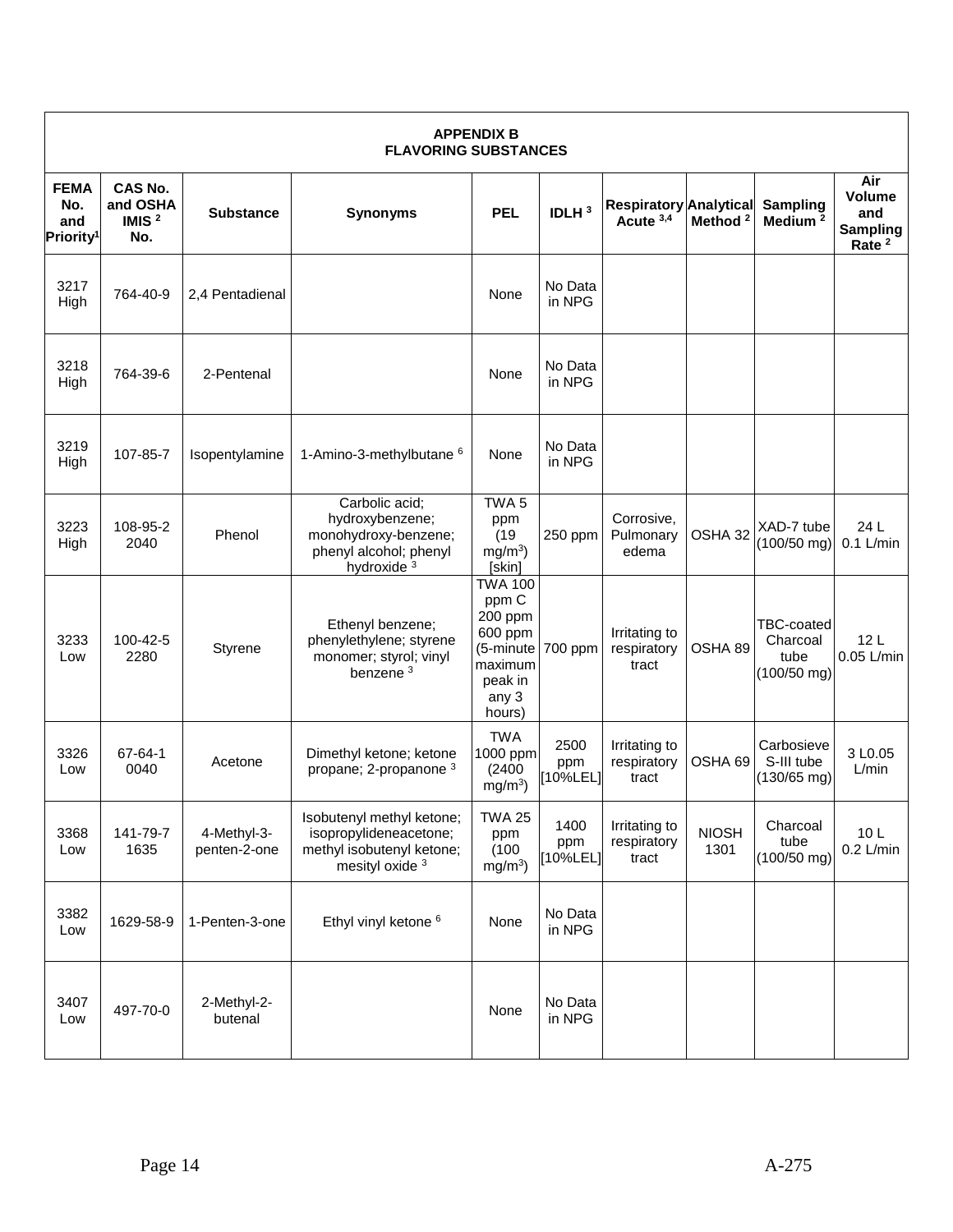**APPENDIX B**
**FLAVORING SUBSTANCES**

| FEMA No. and Priority[1] | CAS No. and OSHA IMIS [2] No. | Substance | Synonyms | PEL | IDLH [3] | Respiratory Acute [3,4] | Analytical Method [2] | Sampling Medium [2] | Air Volume and Sampling Rate [2] |
|---|---|---|---|---|---|---|---|---|---|
| 3217 High | 764-40-9 | 2,4 Pentadienal | | None | No Data in NPG | | | | |
| 3218 High | 764-39-6 | 2-Pentenal | | None | No Data in NPG | | | | |
| 3219 High | 107-85-7 | Isopentylamine | 1-Amino-3-methylbutane [6] | None | No Data in NPG | | | | |
| 3223 High | 108-95-2 2040 | Phenol | Carbolic acid; hydroxybenzene; monohydroxy-benzene; phenyl alcohol; phenyl hydroxide [3] | TWA 5 ppm (19 $mg/m^3$) [skin] | 250 ppm | Corrosive, Pulmonary edema | OSHA 32 | XAD-7 tube (100/50 mg) | 24 L 0.1 L/min |
| 3233 Low | 100-42-5 2280 | Styrene | Ethenyl benzene; phenylethylene; styrene monomer; styrol; vinyl benzene [3] | TWA 100 ppm C 200 ppm 600 ppm (5-minute maximum peak in any 3 hours) | 700 ppm | Irritating to respiratory tract | OSHA 89 | TBC-coated Charcoal tube (100/50 mg) | 12 L 0.05 L/min |
| 3326 Low | 67-64-1 0040 | Acetone | Dimethyl ketone; ketone propane; 2-propanone [3] | TWA 1000 ppm (2400 $mg/m^3$) | 2500 ppm [10%LEL] | Irritating to respiratory tract | OSHA 69 | Carbosieve S-III tube (130/65 mg) | 3 L0.05 L/min |
| 3368 Low | 141-79-7 1635 | 4-Methyl-3-penten-2-one | Isobutenyl methyl ketone; isopropylideneacetone; methyl isobutenyl ketone; mesityl oxide [3] | TWA 25 ppm (100 $mg/m^3$) | 1400 ppm [10%LEL] | Irritating to respiratory tract | NIOSH 1301 | Charcoal tube (100/50 mg) | 10 L 0.2 L/min |
| 3382 Low | 1629-58-9 | 1-Penten-3-one | Ethyl vinyl ketone [6] | None | No Data in NPG | | | | |
| 3407 Low | 497-70-0 | 2-Methyl-2-butenal | | None | No Data in NPG | | | | |

A-275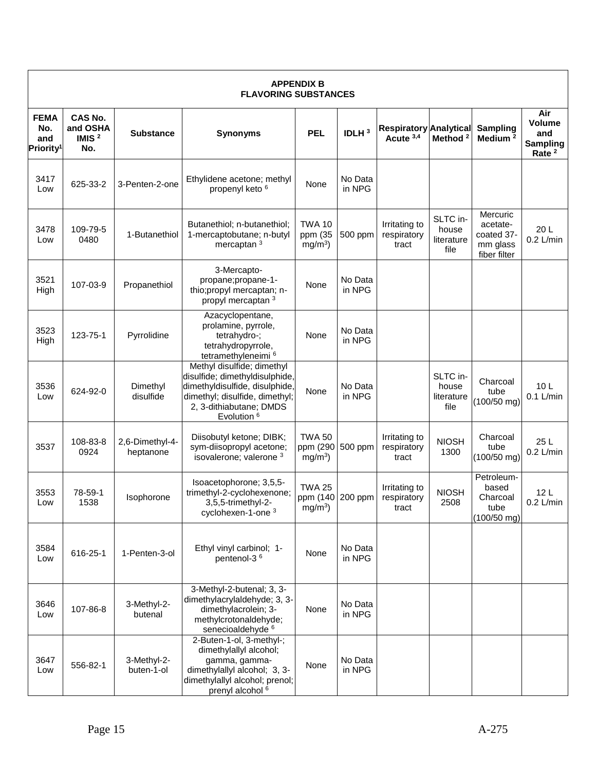| APPENDIX B FLAVORING SUBSTANCES | | | | | | | | | |
|---|---|---|---|---|---|---|---|---|---|
| **FEMA No. and Priority[1]** | **CAS No. and OSHA IMIS [2] No.** | **Substance** | **Synonyms** | **PEL** | **IDLH [3]** | **Respiratory Acute [3,4]** | **Analytical Method [2]** | **Sampling Medium [2]** | **Air Volume and Sampling Rate [2]** |
| 3417 Low | 625-33-2 | 3-Penten-2-one | Ethylidene acetone; methyl propenyl keto [6] | None | No Data in NPG | | | | |
| 3478 Low | 109-79-5 0480 | 1-Butanethiol | Butanethiol; n-butanethiol; 1-mercaptobutane; n-butyl mercaptan [3] | TWA 10 ppm (35 $mg/m^3$) | 500 ppm | Irritating to respiratory tract | SLTC in-house literature file | Mercuric acetate-coated 37-mm glass fiber filter | 20 L 0.2 L/min |
| 3521 High | 107-03-9 | Propanethiol | 3-Mercapto-propane;propane-1-thio;propyl mercaptan; n-propyl mercaptan [3] | None | No Data in NPG | | | | |
| 3523 High | 123-75-1 | Pyrrolidine | Azacyclopentane, prolamine, pyrrole, tetrahydro-; tetrahydropyrrole, tetramethyleneimi [6] | None | No Data in NPG | | | | |
| 3536 Low | 624-92-0 | Dimethyl disulfide | Methyl disulfide; dimethyl disulfide; dimethyldisulphide, dimethyldisulfide, disulphide, dimethyl; disulfide, dimethyl; 2, 3-dithiabutane; DMDS Evolution [6] | None | No Data in NPG | | SLTC in-house literature file | Charcoal tube (100/50 mg) | 10 L 0.1 L/min |
| 3537 | 108-83-8 0924 | 2,6-Dimethyl-4-heptanone | Diisobutyl ketone; DIBK; sym-diisopropyl acetone; isovalerone; valerone [3] | TWA 50 ppm (290 $mg/m^3$) | 500 ppm | Irritating to respiratory tract | NIOSH 1300 | Charcoal tube (100/50 mg) | 25 L 0.2 L/min |
| 3553 Low | 78-59-1 1538 | Isophorone | Isoacetophorone; 3,5,5-trimethyl-2-cyclohexenone; 3,5,5-trimethyl-2-cyclohexen-1-one [3] | TWA 25 ppm (140 $mg/m^3$) | 200 ppm | Irritating to respiratory tract | NIOSH 2508 | Petroleum-based Charcoal tube (100/50 mg) | 12 L 0.2 L/min |
| 3584 Low | 616-25-1 | 1-Penten-3-ol | Ethyl vinyl carbinol; 1-pentenol-3 [6] | None | No Data in NPG | | | | |
| 3646 Low | 107-86-8 | 3-Methyl-2-butenal | 3-Methyl-2-butenal; 3, 3-dimethylacrylaldehyde; 3, 3-dimethylacrolein; 3-methylcrotonaldehyde; senecioaldehyde [6] | None | No Data in NPG | | | | |
| 3647 Low | 556-82-1 | 3-Methyl-2-buten-1-ol | 2-Buten-1-ol, 3-methyl-; dimethylallyl alcohol; gamma, gamma-dimethylallyl alcohol; 3, 3-dimethylallyl alcohol; prenol; prenyl alcohol [6] | None | No Data in NPG | | | | |

A-275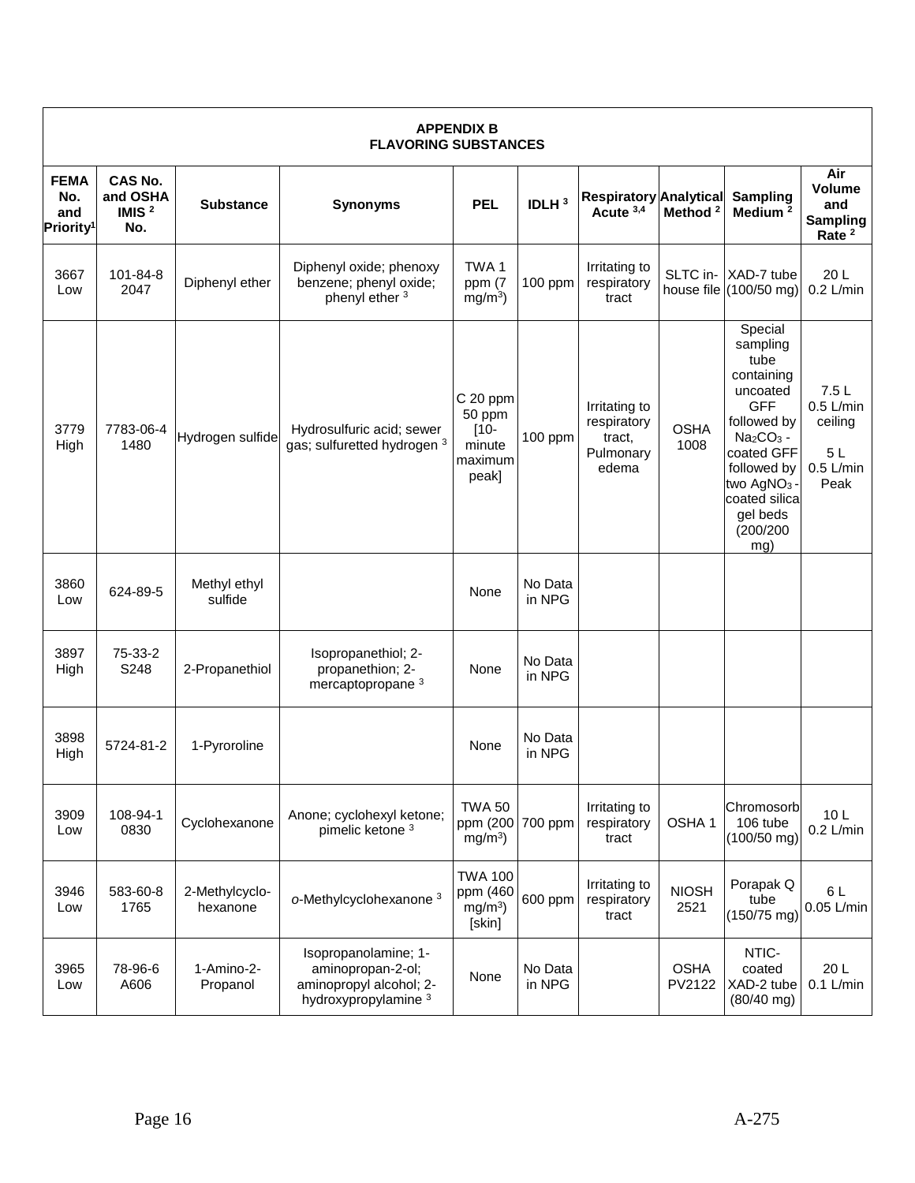| APPENDIX B FLAVORING SUBSTANCES | | | | | | | | | |
|---|---|---|---|---|---|---|---|---|---|
| **FEMA No. and Priority[1]** | **CAS No. and OSHA IMIS [2] No.** | **Substance** | **Synonyms** | **PEL** | **IDLH [3]** | **Respiratory Acute [3,4]** | **Analytical Method [2]** | **Sampling Medium [2]** | **Air Volume and Sampling Rate [2]** |
| 3667 Low | 101-84-8 2047 | Diphenyl ether | Diphenyl oxide; phenoxy benzene; phenyl oxide; phenyl ether [3] | TWA 1 ppm (7 $mg/m^3$) | 100 ppm | Irritating to respiratory tract | SLTC in-house file | XAD-7 tube (100/50 mg) | 20 L 0.2 L/min |
| 3779 High | 7783-06-4 1480 | Hydrogen sulfide | Hydrosulfuric acid; sewer gas; sulfuretted hydrogen [3] | C 20 ppm 50 ppm [10-minute maximum peak] | 100 ppm | Irritating to respiratory tract, Pulmonary edema | OSHA 1008 | Special sampling tube containing uncoated GFF followed by $Na_2CO_3$ - coated GFF followed by two $AgNO_3$ - coated silica gel beds (200/200 mg) | 7.5 L 0.5 L/min ceiling 5 L 0.5 L/min Peak |
| 3860 Low | 624-89-5 | Methyl ethyl sulfide | | None | No Data in NPG | | | | |
| 3897 High | 75-33-2 S248 | 2-Propanethiol | Isopropanethiol; 2-propanethion; 2-mercaptopropane [3] | None | No Data in NPG | | | | |
| 3898 High | 5724-81-2 | 1-Pyroroline | | None | No Data in NPG | | | | |
| 3909 Low | 108-94-1 0830 | Cyclohexanone | Anone; cyclohexyl ketone; pimelic ketone [3] | TWA 50 ppm (200 $mg/m^3$) | 700 ppm | Irritating to respiratory tract | OSHA 1 | Chromosorb 106 tube (100/50 mg) | 10 L 0.2 L/min |
| 3946 Low | 583-60-8 1765 | 2-Methylcyclo-hexanone | *o*-Methylcyclohexanone [3] | TWA 100 ppm (460 $mg/m^3$) [skin] | 600 ppm | Irritating to respiratory tract | NIOSH 2521 | Porapak Q tube (150/75 mg) | 6 L 0.05 L/min |
| 3965 Low | 78-96-6 A606 | 1-Amino-2-Propanol | Isopropanolamine; 1-aminopropan-2-ol; aminopropyl alcohol; 2-hydroxypropylamine [3] | None | No Data in NPG | | OSHA PV2122 | NTIC-coated XAD-2 tube (80/40 mg) | 20 L 0.1 L/min |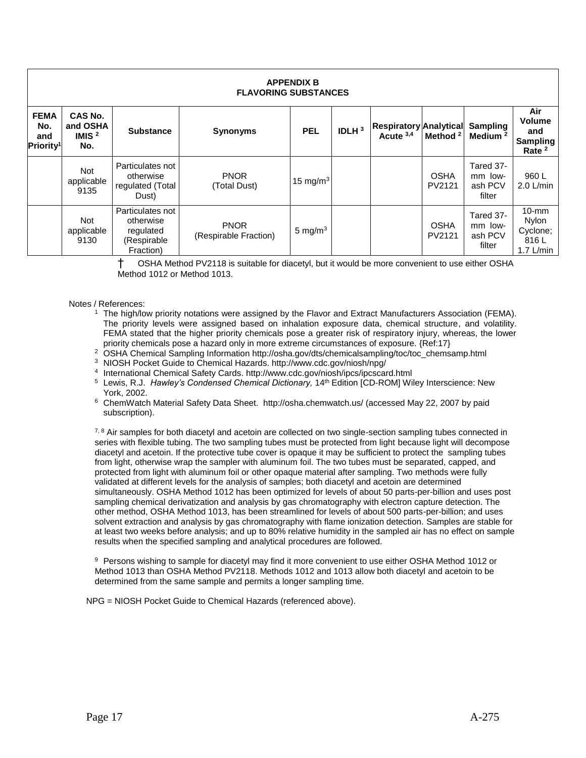**APPENDIX B**
**FLAVORING SUBSTANCES**

| FEMA No. and Priority[1] | CAS No. and OSHA IMIS [2] No. | Substance | Synonyms | PEL | IDLH [3] | Respiratory Acute [3,4] | Analytical Method [2] | Sampling Medium [2] | Air Volume and Sampling Rate [2] |
|---|---|---|---|---|---|---|---|---|---|
| | Not applicable 9135 | Particulates not otherwise regulated (Total Dust) | PNOR (Total Dust) | 15 mg/m$^3$ | | | OSHA PV2121 | Tared 37-mm low-ash PCV filter | 960 L 2.0 L/min |
| | Not applicable 9130 | Particulates not otherwise regulated (Respirable Fraction) | PNOR (Respirable Fraction) | 5 mg/m$^3$ | | | OSHA PV2121 | Tared 37-mm low-ash PCV filter | 10-mm Nylon Cyclone; 816 L 1.7 L/min |

† OSHA Method PV2118 is suitable for diacetyl, but it would be more convenient to use either OSHA Method 1012 or Method 1013.

Notes / References:

1. The high/low priority notations were assigned by the Flavor and Extract Manufacturers Association (FEMA). The priority levels were assigned based on inhalation exposure data, chemical structure, and volatility. FEMA stated that the higher priority chemicals pose a greater risk of respiratory injury, whereas, the lower priority chemicals pose a hazard only in more extreme circumstances of exposure. {Ref:17}
2. OSHA Chemical Sampling Information http://osha.gov/dts/chemicalsampling/toc/toc_chemsamp.html
3. NIOSH Pocket Guide to Chemical Hazards. http://www.cdc.gov/niosh/npg/
4. International Chemical Safety Cards. http://www.cdc.gov/niosh/ipcs/ipcscard.html
5. Lewis, R.J. *Hawley's Condensed Chemical Dictionary,* 14th Edition [CD-ROM] Wiley Interscience: New York, 2002.
6. ChemWatch Material Safety Data Sheet. http://osha.chemwatch.us/ (accessed May 22, 2007 by paid subscription).

[7, 8] Air samples for both diacetyl and acetoin are collected on two single-section sampling tubes connected in series with flexible tubing. The two sampling tubes must be protected from light because light will decompose diacetyl and acetoin. If the protective tube cover is opaque it may be sufficient to protect the sampling tubes from light, otherwise wrap the sampler with aluminum foil. The two tubes must be separated, capped, and protected from light with aluminum foil or other opaque material after sampling. Two methods were fully validated at different levels for the analysis of samples; both diacetyl and acetoin are determined simultaneously. OSHA Method 1012 has been optimized for levels of about 50 parts-per-billion and uses post sampling chemical derivatization and analysis by gas chromatography with electron capture detection. The other method, OSHA Method 1013, has been streamlined for levels of about 500 parts-per-billion; and uses solvent extraction and analysis by gas chromatography with flame ionization detection. Samples are stable for at least two weeks before analysis; and up to 80% relative humidity in the sampled air has no effect on sample results when the specified sampling and analytical procedures are followed.

[9] Persons wishing to sample for diacetyl may find it more convenient to use either OSHA Method 1012 or Method 1013 than OSHA Method PV2118. Methods 1012 and 1013 allow both diacetyl and acetoin to be determined from the same sample and permits a longer sampling time.

NPG = NIOSH Pocket Guide to Chemical Hazards (referenced above).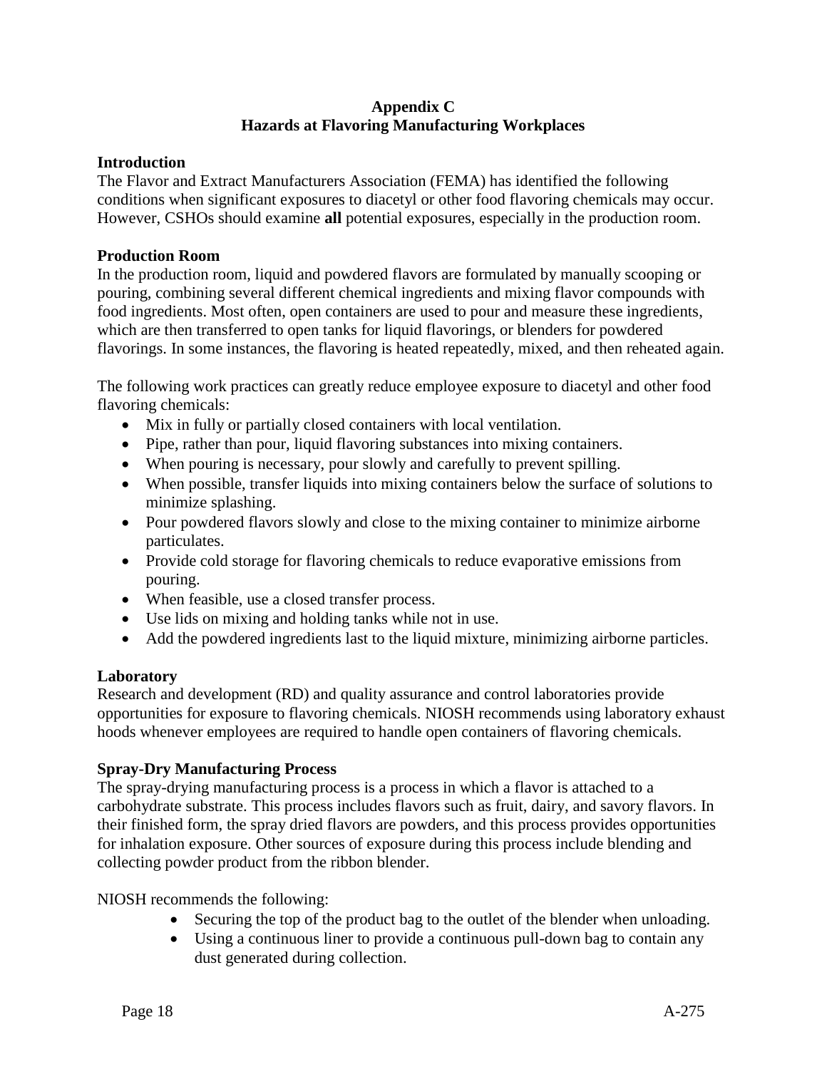# Appendix C
# Hazards at Flavoring Manufacturing Workplaces

### Introduction

The Flavor and Extract Manufacturers Association (FEMA) has identified the following conditions when significant exposures to diacetyl or other food flavoring chemicals may occur. However, CSHOs should examine **all** potential exposures, especially in the production room.

### Production Room

In the production room, liquid and powdered flavors are formulated by manually scooping or pouring, combining several different chemical ingredients and mixing flavor compounds with food ingredients. Most often, open containers are used to pour and measure these ingredients, which are then transferred to open tanks for liquid flavorings, or blenders for powdered flavorings. In some instances, the flavoring is heated repeatedly, mixed, and then reheated again.

The following work practices can greatly reduce employee exposure to diacetyl and other food flavoring chemicals:

- Mix in fully or partially closed containers with local ventilation.
- Pipe, rather than pour, liquid flavoring substances into mixing containers.
- When pouring is necessary, pour slowly and carefully to prevent spilling.
- When possible, transfer liquids into mixing containers below the surface of solutions to minimize splashing.
- Pour powdered flavors slowly and close to the mixing container to minimize airborne particulates.
- Provide cold storage for flavoring chemicals to reduce evaporative emissions from pouring.
- When feasible, use a closed transfer process.
- Use lids on mixing and holding tanks while not in use.
- Add the powdered ingredients last to the liquid mixture, minimizing airborne particles.

### Laboratory

Research and development (RD) and quality assurance and control laboratories provide opportunities for exposure to flavoring chemicals. NIOSH recommends using laboratory exhaust hoods whenever employees are required to handle open containers of flavoring chemicals.

### Spray-Dry Manufacturing Process

The spray-drying manufacturing process is a process in which a flavor is attached to a carbohydrate substrate. This process includes flavors such as fruit, dairy, and savory flavors. In their finished form, the spray dried flavors are powders, and this process provides opportunities for inhalation exposure. Other sources of exposure during this process include blending and collecting powder product from the ribbon blender.

NIOSH recommends the following:

- Securing the top of the product bag to the outlet of the blender when unloading.
- Using a continuous liner to provide a continuous pull-down bag to contain any dust generated during collection.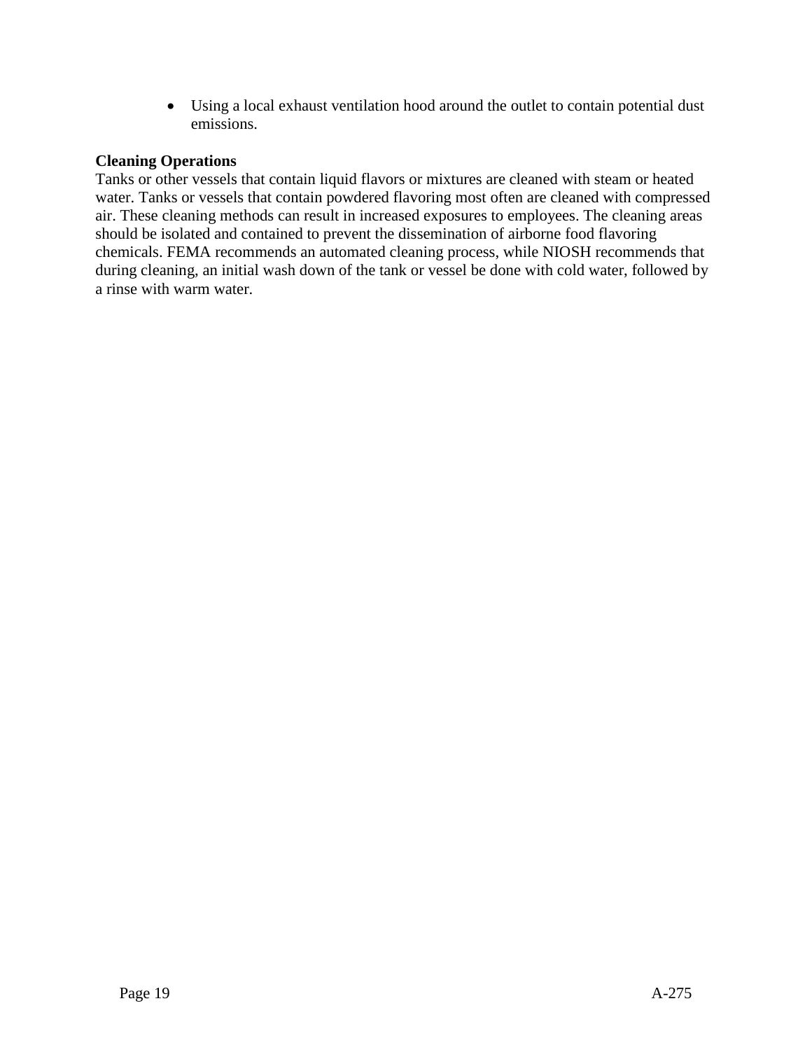- Using a local exhaust ventilation hood around the outlet to contain potential dust emissions.

**Cleaning Operations**

Tanks or other vessels that contain liquid flavors or mixtures are cleaned with steam or heated water. Tanks or vessels that contain powdered flavoring most often are cleaned with compressed air. These cleaning methods can result in increased exposures to employees. The cleaning areas should be isolated and contained to prevent the dissemination of airborne food flavoring chemicals. FEMA recommends an automated cleaning process, while NIOSH recommends that during cleaning, an initial wash down of the tank or vessel be done with cold water, followed by a rinse with warm water.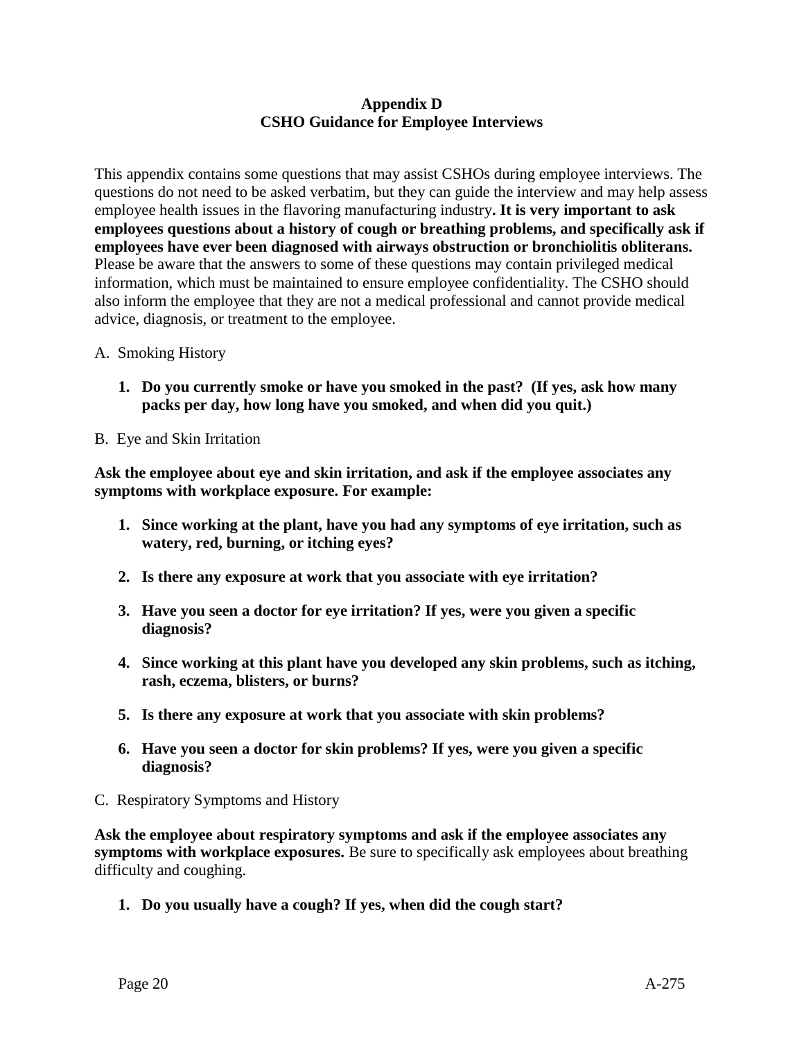# Appendix D
## CSHO Guidance for Employee Interviews

This appendix contains some questions that may assist CSHOs during employee interviews. The questions do not need to be asked verbatim, but they can guide the interview and may help assess employee health issues in the flavoring manufacturing industry**. It is very important to ask employees questions about a history of cough or breathing problems, and specifically ask if employees have ever been diagnosed with airways obstruction or bronchiolitis obliterans.** Please be aware that the answers to some of these questions may contain privileged medical information, which must be maintained to ensure employee confidentiality. The CSHO should also inform the employee that they are not a medical professional and cannot provide medical advice, diagnosis, or treatment to the employee.

A. Smoking History

1. **Do you currently smoke or have you smoked in the past? (If yes, ask how many packs per day, how long have you smoked, and when did you quit.)**

B. Eye and Skin Irritation

**Ask the employee about eye and skin irritation, and ask if the employee associates any symptoms with workplace exposure. For example:**

1. **Since working at the plant, have you had any symptoms of eye irritation, such as watery, red, burning, or itching eyes?**
2. **Is there any exposure at work that you associate with eye irritation?**
3. **Have you seen a doctor for eye irritation? If yes, were you given a specific diagnosis?**
4. **Since working at this plant have you developed any skin problems, such as itching, rash, eczema, blisters, or burns?**
5. **Is there any exposure at work that you associate with skin problems?**
6. **Have you seen a doctor for skin problems? If yes, were you given a specific diagnosis?**

C. Respiratory Symptoms and History

**Ask the employee about respiratory symptoms and ask if the employee associates any symptoms with workplace exposures.** Be sure to specifically ask employees about breathing difficulty and coughing.

1. **Do you usually have a cough? If yes, when did the cough start?**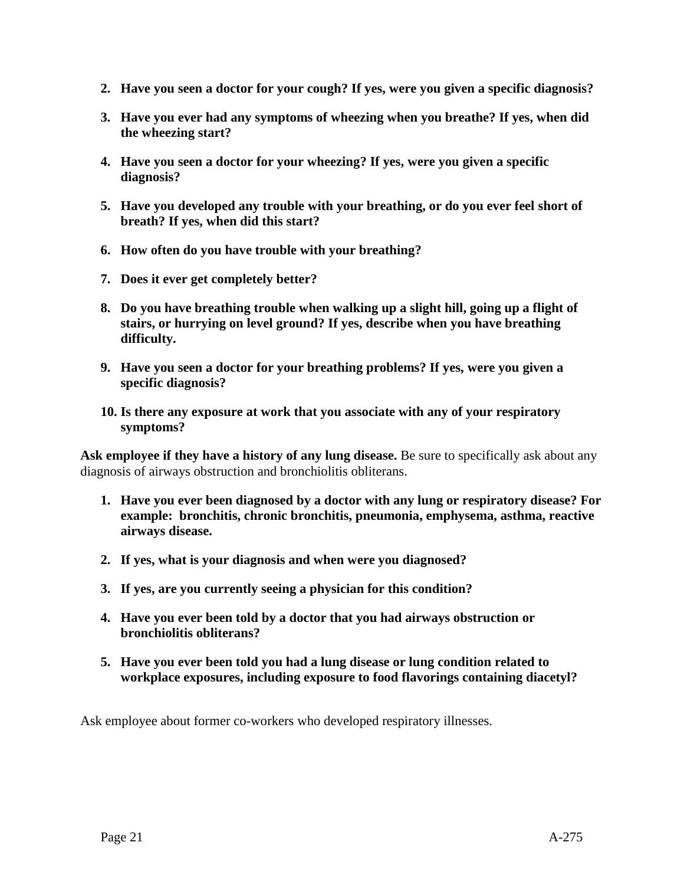2. **Have you seen a doctor for your cough? If yes, were you given a specific diagnosis?**

3. **Have you ever had any symptoms of wheezing when you breathe? If yes, when did the wheezing start?**

4. **Have you seen a doctor for your wheezing? If yes, were you given a specific diagnosis?**

5. **Have you developed any trouble with your breathing, or do you ever feel short of breath? If yes, when did this start?**

6. **How often do you have trouble with your breathing?**

7. **Does it ever get completely better?**

8. **Do you have breathing trouble when walking up a slight hill, going up a flight of stairs, or hurrying on level ground? If yes, describe when you have breathing difficulty.**

9. **Have you seen a doctor for your breathing problems? If yes, were you given a specific diagnosis?**

10. **Is there any exposure at work that you associate with any of your respiratory symptoms?**

**Ask employee if they have a history of any lung disease.** Be sure to specifically ask about any diagnosis of airways obstruction and bronchiolitis obliterans.

1. **Have you ever been diagnosed by a doctor with any lung or respiratory disease? For example: bronchitis, chronic bronchitis, pneumonia, emphysema, asthma, reactive airways disease.**

2. **If yes, what is your diagnosis and when were you diagnosed?**

3. **If yes, are you currently seeing a physician for this condition?**

4. **Have you ever been told by a doctor that you had airways obstruction or bronchiolitis obliterans?**

5. **Have you ever been told you had a lung disease or lung condition related to workplace exposures, including exposure to food flavorings containing diacetyl?**

Ask employee about former co-workers who developed respiratory illnesses.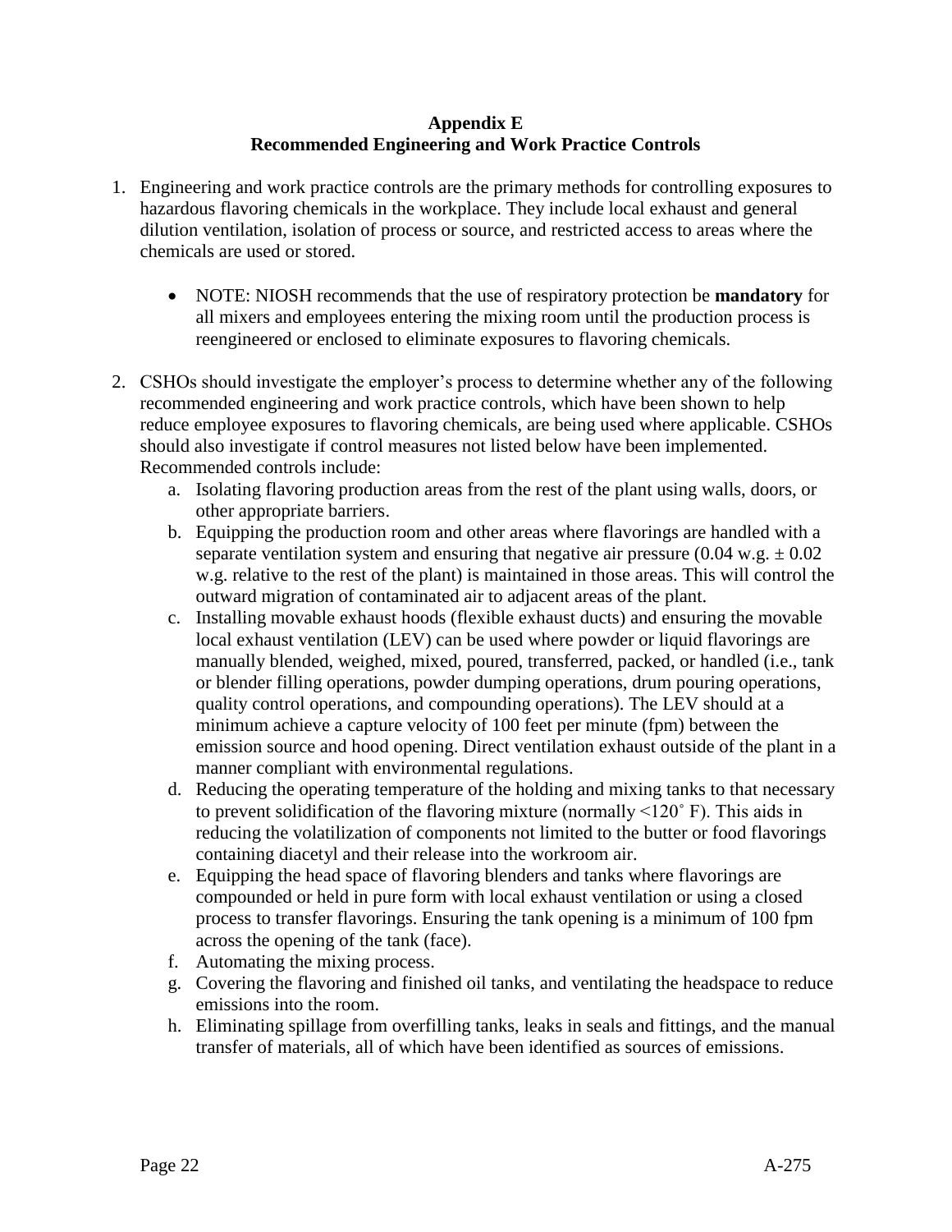# Appendix E
## Recommended Engineering and Work Practice Controls

1. Engineering and work practice controls are the primary methods for controlling exposures to hazardous flavoring chemicals in the workplace. They include local exhaust and general dilution ventilation, isolation of process or source, and restricted access to areas where the chemicals are used or stored.

   - NOTE: NIOSH recommends that the use of respiratory protection be **mandatory** for all mixers and employees entering the mixing room until the production process is reengineered or enclosed to eliminate exposures to flavoring chemicals.

2. CSHOs should investigate the employer's process to determine whether any of the following recommended engineering and work practice controls, which have been shown to help reduce employee exposures to flavoring chemicals, are being used where applicable. CSHOs should also investigate if control measures not listed below have been implemented. Recommended controls include:
   a. Isolating flavoring production areas from the rest of the plant using walls, doors, or other appropriate barriers.
   b. Equipping the production room and other areas where flavorings are handled with a separate ventilation system and ensuring that negative air pressure (0.04 w.g. ± 0.02 w.g. relative to the rest of the plant) is maintained in those areas. This will control the outward migration of contaminated air to adjacent areas of the plant.
   c. Installing movable exhaust hoods (flexible exhaust ducts) and ensuring the movable local exhaust ventilation (LEV) can be used where powder or liquid flavorings are manually blended, weighed, mixed, poured, transferred, packed, or handled (i.e., tank or blender filling operations, powder dumping operations, drum pouring operations, quality control operations, and compounding operations). The LEV should at a minimum achieve a capture velocity of 100 feet per minute (fpm) between the emission source and hood opening. Direct ventilation exhaust outside of the plant in a manner compliant with environmental regulations.
   d. Reducing the operating temperature of the holding and mixing tanks to that necessary to prevent solidification of the flavoring mixture (normally <120˚ F). This aids in reducing the volatilization of components not limited to the butter or food flavorings containing diacetyl and their release into the workroom air.
   e. Equipping the head space of flavoring blenders and tanks where flavorings are compounded or held in pure form with local exhaust ventilation or using a closed process to transfer flavorings. Ensuring the tank opening is a minimum of 100 fpm across the opening of the tank (face).
   f. Automating the mixing process.
   g. Covering the flavoring and finished oil tanks, and ventilating the headspace to reduce emissions into the room.
   h. Eliminating spillage from overfilling tanks, leaks in seals and fittings, and the manual transfer of materials, all of which have been identified as sources of emissions.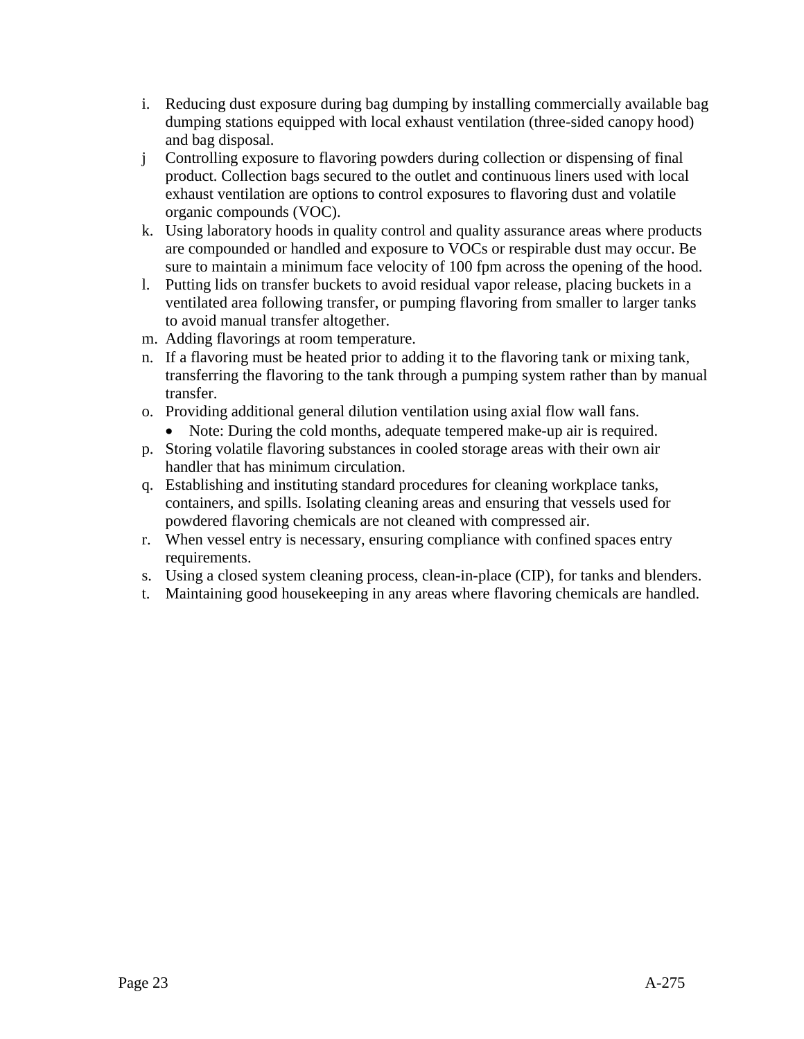i. Reducing dust exposure during bag dumping by installing commercially available bag dumping stations equipped with local exhaust ventilation (three-sided canopy hood) and bag disposal.

j Controlling exposure to flavoring powders during collection or dispensing of final product. Collection bags secured to the outlet and continuous liners used with local exhaust ventilation are options to control exposures to flavoring dust and volatile organic compounds (VOC).

k. Using laboratory hoods in quality control and quality assurance areas where products are compounded or handled and exposure to VOCs or respirable dust may occur. Be sure to maintain a minimum face velocity of 100 fpm across the opening of the hood.

l. Putting lids on transfer buckets to avoid residual vapor release, placing buckets in a ventilated area following transfer, or pumping flavoring from smaller to larger tanks to avoid manual transfer altogether.

m. Adding flavorings at room temperature.

n. If a flavoring must be heated prior to adding it to the flavoring tank or mixing tank, transferring the flavoring to the tank through a pumping system rather than by manual transfer.

o. Providing additional general dilution ventilation using axial flow wall fans.
   - Note: During the cold months, adequate tempered make-up air is required.

p. Storing volatile flavoring substances in cooled storage areas with their own air handler that has minimum circulation.

q. Establishing and instituting standard procedures for cleaning workplace tanks, containers, and spills. Isolating cleaning areas and ensuring that vessels used for powdered flavoring chemicals are not cleaned with compressed air.

r. When vessel entry is necessary, ensuring compliance with confined spaces entry requirements.

s. Using a closed system cleaning process, clean-in-place (CIP), for tanks and blenders.

t. Maintaining good housekeeping in any areas where flavoring chemicals are handled.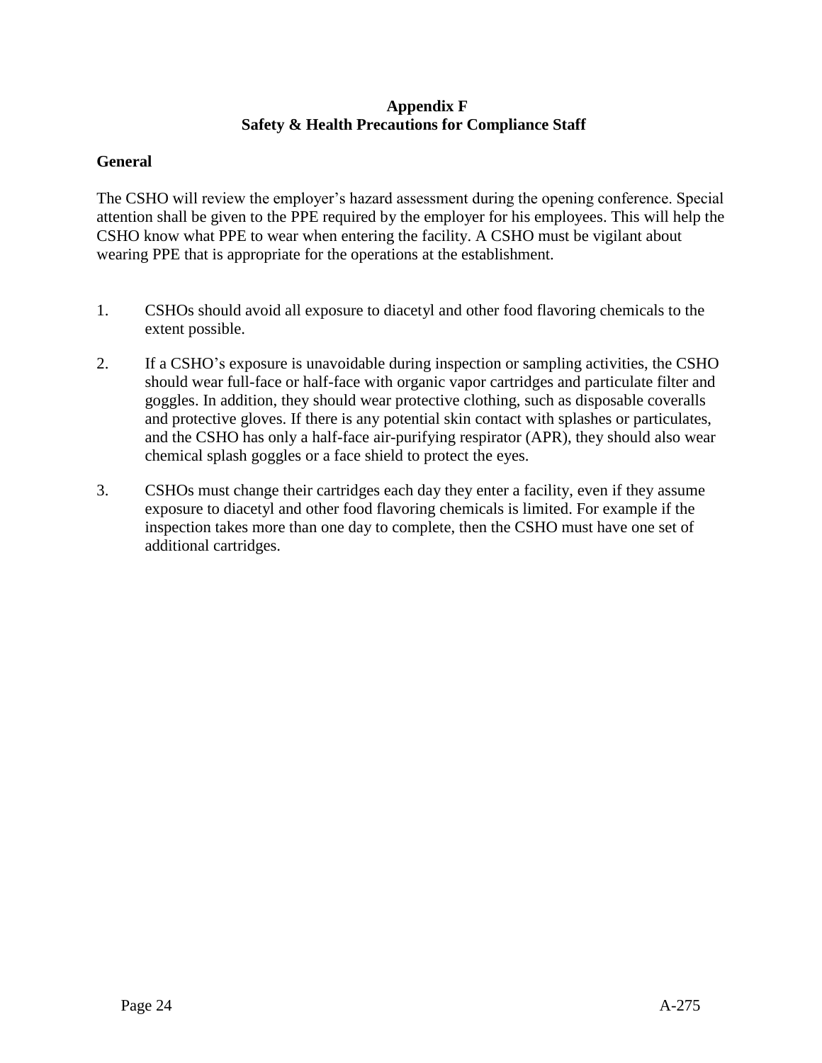# Appendix F
## Safety & Health Precautions for Compliance Staff

### General

The CSHO will review the employer's hazard assessment during the opening conference. Special attention shall be given to the PPE required by the employer for his employees. This will help the CSHO know what PPE to wear when entering the facility. A CSHO must be vigilant about wearing PPE that is appropriate for the operations at the establishment.

1. CSHOs should avoid all exposure to diacetyl and other food flavoring chemicals to the extent possible.

2. If a CSHO's exposure is unavoidable during inspection or sampling activities, the CSHO should wear full-face or half-face with organic vapor cartridges and particulate filter and goggles. In addition, they should wear protective clothing, such as disposable coveralls and protective gloves. If there is any potential skin contact with splashes or particulates, and the CSHO has only a half-face air-purifying respirator (APR), they should also wear chemical splash goggles or a face shield to protect the eyes.

3. CSHOs must change their cartridges each day they enter a facility, even if they assume exposure to diacetyl and other food flavoring chemicals is limited. For example if the inspection takes more than one day to complete, then the CSHO must have one set of additional cartridges.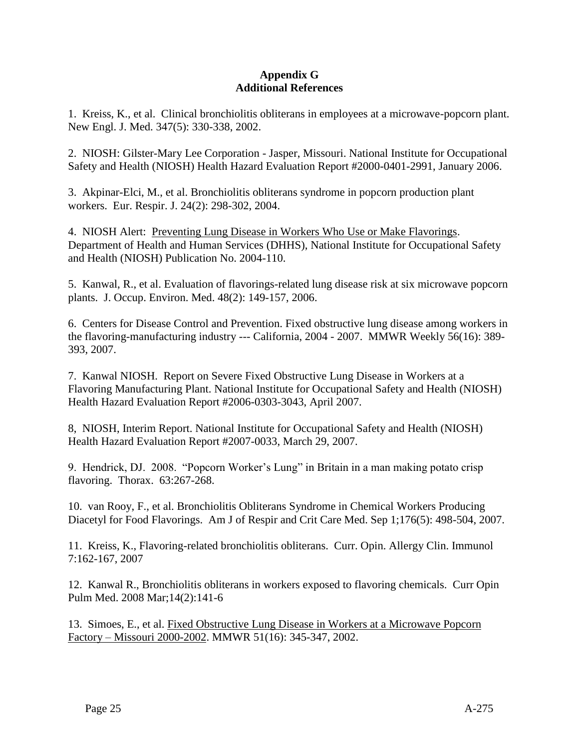## Appendix G
## Additional References

1. Kreiss, K., et al. Clinical bronchiolitis obliterans in employees at a microwave-popcorn plant. New Engl. J. Med. 347(5): 330-338, 2002.

2. NIOSH: Gilster-Mary Lee Corporation - Jasper, Missouri. National Institute for Occupational Safety and Health (NIOSH) Health Hazard Evaluation Report #2000-0401-2991, January 2006.

3. Akpinar-Elci, M., et al. Bronchiolitis obliterans syndrome in popcorn production plant workers. Eur. Respir. J. 24(2): 298-302, 2004.

4. NIOSH Alert: Preventing Lung Disease in Workers Who Use or Make Flavorings. Department of Health and Human Services (DHHS), National Institute for Occupational Safety and Health (NIOSH) Publication No. 2004-110.

5. Kanwal, R., et al. Evaluation of flavorings-related lung disease risk at six microwave popcorn plants. J. Occup. Environ. Med. 48(2): 149-157, 2006.

6. Centers for Disease Control and Prevention. Fixed obstructive lung disease among workers in the flavoring-manufacturing industry --- California, 2004 - 2007. MMWR Weekly 56(16): 389-393, 2007.

7. Kanwal NIOSH. Report on Severe Fixed Obstructive Lung Disease in Workers at a Flavoring Manufacturing Plant. National Institute for Occupational Safety and Health (NIOSH) Health Hazard Evaluation Report #2006-0303-3043, April 2007.

8, NIOSH, Interim Report. National Institute for Occupational Safety and Health (NIOSH) Health Hazard Evaluation Report #2007-0033, March 29, 2007.

9. Hendrick, DJ. 2008. "Popcorn Worker's Lung" in Britain in a man making potato crisp flavoring. Thorax. 63:267-268.

10. van Rooy, F., et al. Bronchiolitis Obliterans Syndrome in Chemical Workers Producing Diacetyl for Food Flavorings. Am J of Respir and Crit Care Med. Sep 1;176(5): 498-504, 2007.

11. Kreiss, K., Flavoring-related bronchiolitis obliterans. Curr. Opin. Allergy Clin. Immunol 7:162-167, 2007

12. Kanwal R., Bronchiolitis obliterans in workers exposed to flavoring chemicals. Curr Opin Pulm Med. 2008 Mar;14(2):141-6

13. Simoes, E., et al. Fixed Obstructive Lung Disease in Workers at a Microwave Popcorn Factory – Missouri 2000-2002. MMWR 51(16): 345-347, 2002.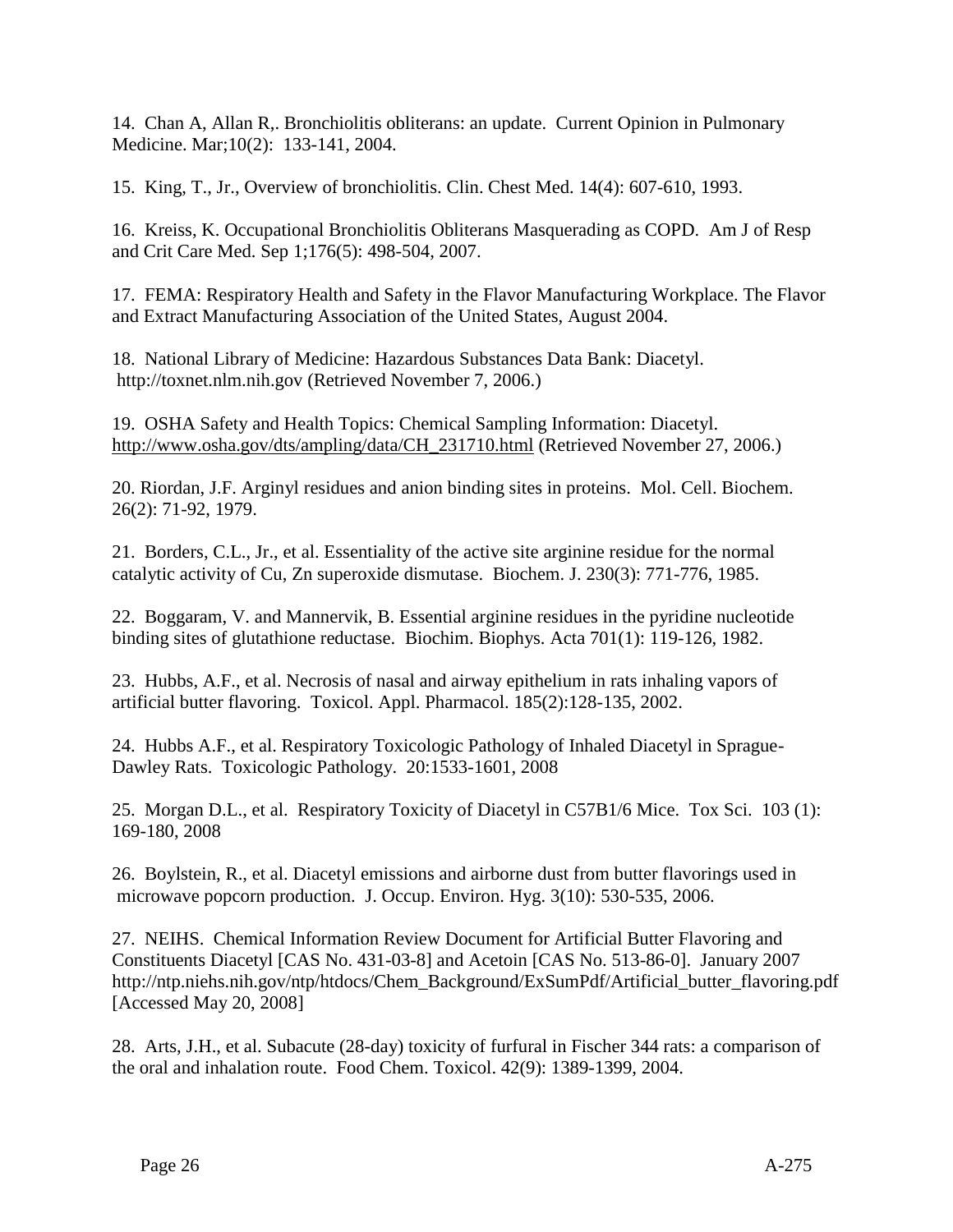14. Chan A, Allan R,. Bronchiolitis obliterans: an update. Current Opinion in Pulmonary Medicine. Mar;10(2): 133-141, 2004.

15. King, T., Jr., Overview of bronchiolitis. Clin. Chest Med. 14(4): 607-610, 1993.

16. Kreiss, K. Occupational Bronchiolitis Obliterans Masquerading as COPD. Am J of Resp and Crit Care Med. Sep 1;176(5): 498-504, 2007.

17. FEMA: Respiratory Health and Safety in the Flavor Manufacturing Workplace. The Flavor and Extract Manufacturing Association of the United States, August 2004.

18. National Library of Medicine: Hazardous Substances Data Bank: Diacetyl. http://toxnet.nlm.nih.gov (Retrieved November 7, 2006.)

19. OSHA Safety and Health Topics: Chemical Sampling Information: Diacetyl. http://www.osha.gov/dts/ampling/data/CH_231710.html (Retrieved November 27, 2006.)

20. Riordan, J.F. Arginyl residues and anion binding sites in proteins. Mol. Cell. Biochem. 26(2): 71-92, 1979.

21. Borders, C.L., Jr., et al. Essentiality of the active site arginine residue for the normal catalytic activity of Cu, Zn superoxide dismutase. Biochem. J. 230(3): 771-776, 1985.

22. Boggaram, V. and Mannervik, B. Essential arginine residues in the pyridine nucleotide binding sites of glutathione reductase. Biochim. Biophys. Acta 701(1): 119-126, 1982.

23. Hubbs, A.F., et al. Necrosis of nasal and airway epithelium in rats inhaling vapors of artificial butter flavoring. Toxicol. Appl. Pharmacol. 185(2):128-135, 2002.

24. Hubbs A.F., et al. Respiratory Toxicologic Pathology of Inhaled Diacetyl in Sprague-Dawley Rats. Toxicologic Pathology. 20:1533-1601, 2008

25. Morgan D.L., et al. Respiratory Toxicity of Diacetyl in C57B1/6 Mice. Tox Sci. 103 (1): 169-180, 2008

26. Boylstein, R., et al. Diacetyl emissions and airborne dust from butter flavorings used in microwave popcorn production. J. Occup. Environ. Hyg. 3(10): 530-535, 2006.

27. NEIHS. Chemical Information Review Document for Artificial Butter Flavoring and Constituents Diacetyl [CAS No. 431-03-8] and Acetoin [CAS No. 513-86-0]. January 2007 http://ntp.niehs.nih.gov/ntp/htdocs/Chem_Background/ExSumPdf/Artificial_butter_flavoring.pdf [Accessed May 20, 2008]

28. Arts, J.H., et al. Subacute (28-day) toxicity of furfural in Fischer 344 rats: a comparison of the oral and inhalation route. Food Chem. Toxicol. 42(9): 1389-1399, 2004.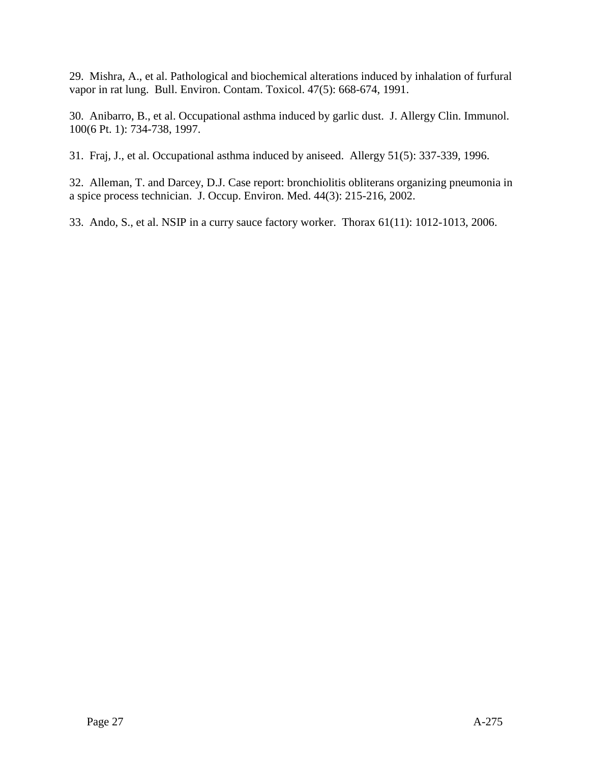29. Mishra, A., et al. Pathological and biochemical alterations induced by inhalation of furfural vapor in rat lung. Bull. Environ. Contam. Toxicol. 47(5): 668-674, 1991.

30. Anibarro, B., et al. Occupational asthma induced by garlic dust. J. Allergy Clin. Immunol. 100(6 Pt. 1): 734-738, 1997.

31. Fraj, J., et al. Occupational asthma induced by aniseed. Allergy 51(5): 337-339, 1996.

32. Alleman, T. and Darcey, D.J. Case report: bronchiolitis obliterans organizing pneumonia in a spice process technician. J. Occup. Environ. Med. 44(3): 215-216, 2002.

33. Ando, S., et al. NSIP in a curry sauce factory worker. Thorax 61(11): 1012-1013, 2006.